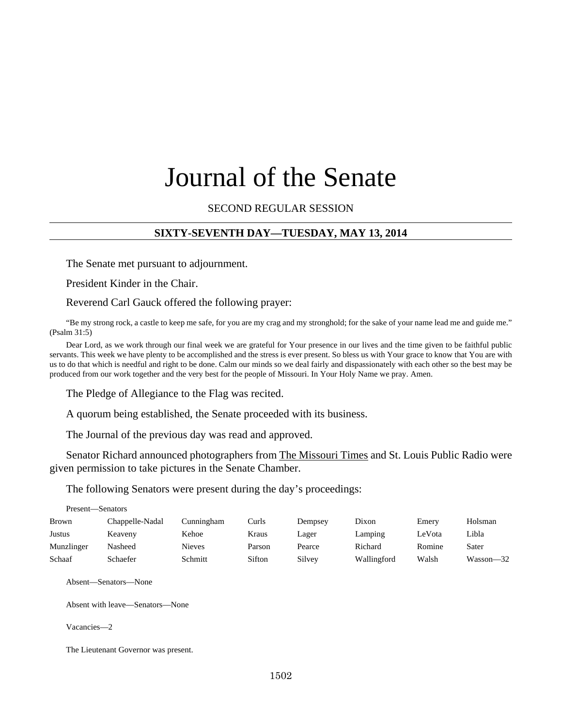# Journal of the Senate

SECOND REGULAR SESSION

## SIXTY-SEVENTH DAY—TUESDAY, MAY 13, 2014

The Senate met pursuant to adjournment.

President Kinder in the Chair.

Reverend Carl Gauck offered the following prayer:

"Be my strong rock, a castle to keep me safe, for you are my crag and my stronghold; for the sake of your name lead me and guide me." (Psalm 31:5)

Dear Lord, as we work through our final week we are grateful for Your presence in our lives and the time given to be faithful public servants. This week we have plenty to be accomplished and the stress is ever present. So bless us with Your grace to know that You are with us to do that which is needful and right to be done. Calm our minds so we deal fairly and dispassionately with each other so the best may be produced from our work together and the very best for the people of Missouri. In Your Holy Name we pray. Amen.

The Pledge of Allegiance to the Flag was recited.

A quorum being established, the Senate proceeded with its business.

The Journal of the previous day was read and approved.

Senator Richard announced photographers from The Missouri Times and St. Louis Public Radio were given permission to take pictures in the Senate Chamber.

The following Senators were present during the day's proceedings:

Present—Senators

| | | | | | | | |
|---|---|---|---|---|---|---|---|
| Brown | Chappelle-Nadal | Cunningham | Curls | Dempsey | Dixon | Emery | Holsman |
| Justus | Keaveny | Kehoe | Kraus | Lager | Lamping | LeVota | Libla |
| Munzlinger | Nasheed | Nieves | Parson | Pearce | Richard | Romine | Sater |
| Schaaf | Schaefer | Schmitt | Sifton | Silvey | Wallingford | Walsh | Wasson—32 |

Absent—Senators—None

Absent with leave—Senators—None

Vacancies—2

The Lieutenant Governor was present.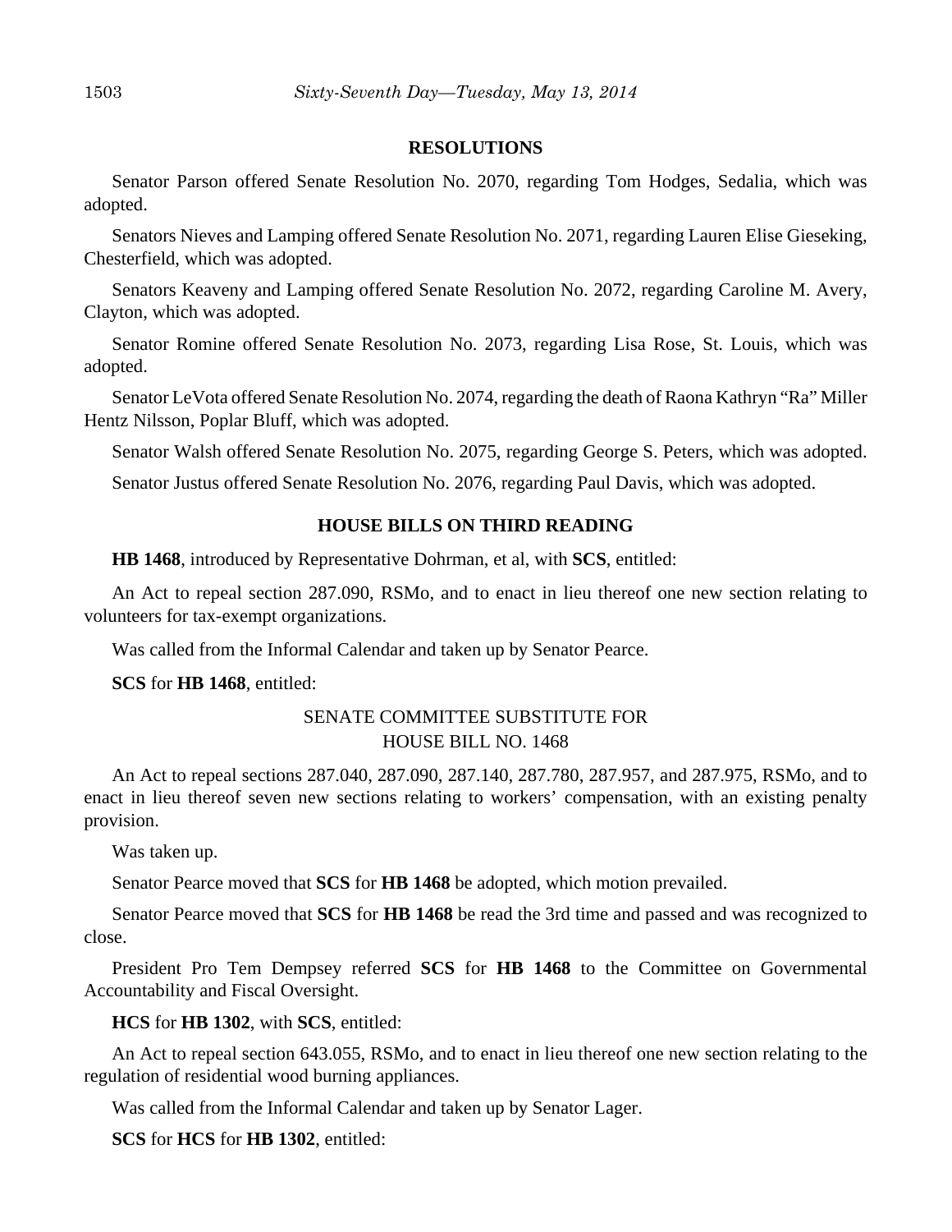## RESOLUTIONS

Senator Parson offered Senate Resolution No. 2070, regarding Tom Hodges, Sedalia, which was adopted.

Senators Nieves and Lamping offered Senate Resolution No. 2071, regarding Lauren Elise Gieseking, Chesterfield, which was adopted.

Senators Keaveny and Lamping offered Senate Resolution No. 2072, regarding Caroline M. Avery, Clayton, which was adopted.

Senator Romine offered Senate Resolution No. 2073, regarding Lisa Rose, St. Louis, which was adopted.

Senator LeVota offered Senate Resolution No. 2074, regarding the death of Raona Kathryn "Ra" Miller Hentz Nilsson, Poplar Bluff, which was adopted.

Senator Walsh offered Senate Resolution No. 2075, regarding George S. Peters, which was adopted.

Senator Justus offered Senate Resolution No. 2076, regarding Paul Davis, which was adopted.

## HOUSE BILLS ON THIRD READING

**HB 1468**, introduced by Representative Dohrman, et al, with **SCS**, entitled:

An Act to repeal section 287.090, RSMo, and to enact in lieu thereof one new section relating to volunteers for tax-exempt organizations.

Was called from the Informal Calendar and taken up by Senator Pearce.

**SCS** for **HB 1468**, entitled:

SENATE COMMITTEE SUBSTITUTE FOR
HOUSE BILL NO. 1468

An Act to repeal sections 287.040, 287.090, 287.140, 287.780, 287.957, and 287.975, RSMo, and to enact in lieu thereof seven new sections relating to workers' compensation, with an existing penalty provision.

Was taken up.

Senator Pearce moved that **SCS** for **HB 1468** be adopted, which motion prevailed.

Senator Pearce moved that **SCS** for **HB 1468** be read the 3rd time and passed and was recognized to close.

President Pro Tem Dempsey referred **SCS** for **HB 1468** to the Committee on Governmental Accountability and Fiscal Oversight.

**HCS** for **HB 1302**, with **SCS**, entitled:

An Act to repeal section 643.055, RSMo, and to enact in lieu thereof one new section relating to the regulation of residential wood burning appliances.

Was called from the Informal Calendar and taken up by Senator Lager.

**SCS** for **HCS** for **HB 1302**, entitled: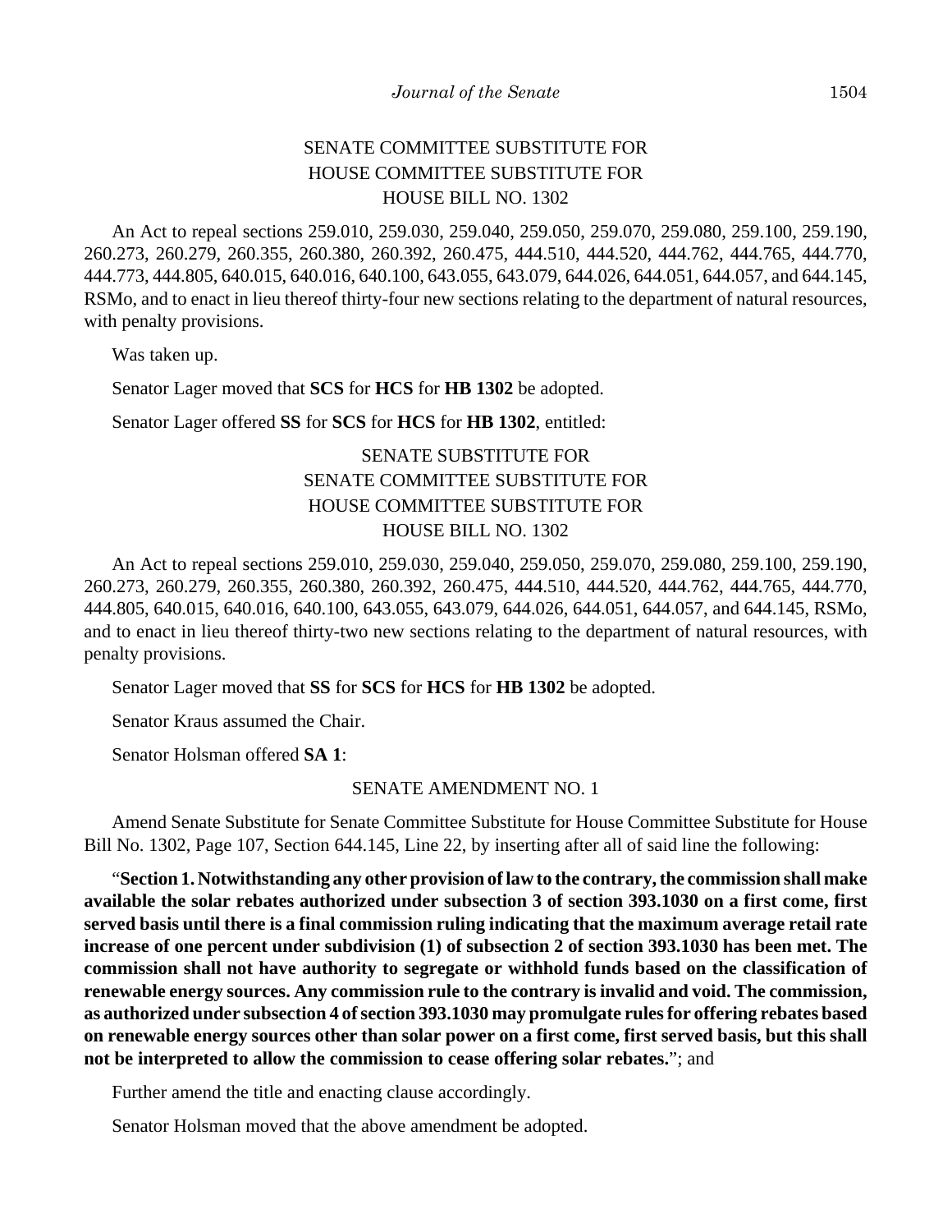SENATE COMMITTEE SUBSTITUTE FOR
HOUSE COMMITTEE SUBSTITUTE FOR
HOUSE BILL NO. 1302

An Act to repeal sections 259.010, 259.030, 259.040, 259.050, 259.070, 259.080, 259.100, 259.190, 260.273, 260.279, 260.355, 260.380, 260.392, 260.475, 444.510, 444.520, 444.762, 444.765, 444.770, 444.773, 444.805, 640.015, 640.016, 640.100, 643.055, 643.079, 644.026, 644.051, 644.057, and 644.145, RSMo, and to enact in lieu thereof thirty-four new sections relating to the department of natural resources, with penalty provisions.

Was taken up.

Senator Lager moved that **SCS** for **HCS** for **HB 1302** be adopted.

Senator Lager offered **SS** for **SCS** for **HCS** for **HB 1302**, entitled:

SENATE SUBSTITUTE FOR
SENATE COMMITTEE SUBSTITUTE FOR
HOUSE COMMITTEE SUBSTITUTE FOR
HOUSE BILL NO. 1302

An Act to repeal sections 259.010, 259.030, 259.040, 259.050, 259.070, 259.080, 259.100, 259.190, 260.273, 260.279, 260.355, 260.380, 260.392, 260.475, 444.510, 444.520, 444.762, 444.765, 444.770, 444.805, 640.015, 640.016, 640.100, 643.055, 643.079, 644.026, 644.051, 644.057, and 644.145, RSMo, and to enact in lieu thereof thirty-two new sections relating to the department of natural resources, with penalty provisions.

Senator Lager moved that **SS** for **SCS** for **HCS** for **HB 1302** be adopted.

Senator Kraus assumed the Chair.

Senator Holsman offered **SA 1**:

SENATE AMENDMENT NO. 1

Amend Senate Substitute for Senate Committee Substitute for House Committee Substitute for House Bill No. 1302, Page 107, Section 644.145, Line 22, by inserting after all of said line the following:

"**Section 1. Notwithstanding any other provision of law to the contrary, the commission shall make available the solar rebates authorized under subsection 3 of section 393.1030 on a first come, first served basis until there is a final commission ruling indicating that the maximum average retail rate increase of one percent under subdivision (1) of subsection 2 of section 393.1030 has been met. The commission shall not have authority to segregate or withhold funds based on the classification of renewable energy sources. Any commission rule to the contrary is invalid and void. The commission, as authorized under subsection 4 of section 393.1030 may promulgate rules for offering rebates based on renewable energy sources other than solar power on a first come, first served basis, but this shall not be interpreted to allow the commission to cease offering solar rebates.**"; and

Further amend the title and enacting clause accordingly.

Senator Holsman moved that the above amendment be adopted.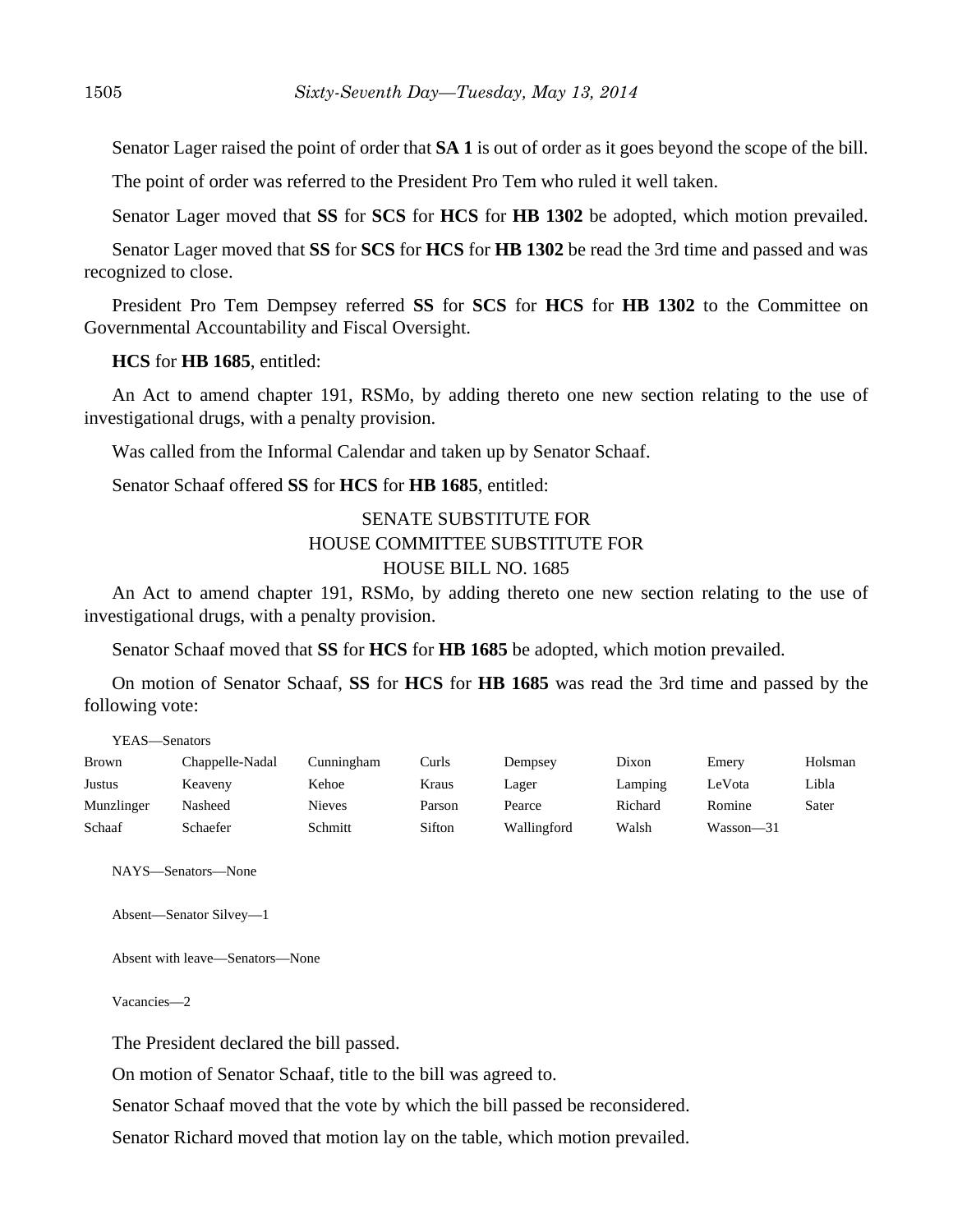Senator Lager raised the point of order that **SA 1** is out of order as it goes beyond the scope of the bill.

The point of order was referred to the President Pro Tem who ruled it well taken.

Senator Lager moved that **SS** for **SCS** for **HCS** for **HB 1302** be adopted, which motion prevailed.

Senator Lager moved that **SS** for **SCS** for **HCS** for **HB 1302** be read the 3rd time and passed and was recognized to close.

President Pro Tem Dempsey referred **SS** for **SCS** for **HCS** for **HB 1302** to the Committee on Governmental Accountability and Fiscal Oversight.

**HCS** for **HB 1685**, entitled:

An Act to amend chapter 191, RSMo, by adding thereto one new section relating to the use of investigational drugs, with a penalty provision.

Was called from the Informal Calendar and taken up by Senator Schaaf.

Senator Schaaf offered **SS** for **HCS** for **HB 1685**, entitled:

SENATE SUBSTITUTE FOR
HOUSE COMMITTEE SUBSTITUTE FOR
HOUSE BILL NO. 1685

An Act to amend chapter 191, RSMo, by adding thereto one new section relating to the use of investigational drugs, with a penalty provision.

Senator Schaaf moved that **SS** for **HCS** for **HB 1685** be adopted, which motion prevailed.

On motion of Senator Schaaf, **SS** for **HCS** for **HB 1685** was read the 3rd time and passed by the following vote:

YEAS—Senators

| | | | | | | | |
|---|---|---|---|---|---|---|---|
| Brown | Chappelle-Nadal | Cunningham | Curls | Dempsey | Dixon | Emery | Holsman |
| Justus | Keaveny | Kehoe | Kraus | Lager | Lamping | LeVota | Libla |
| Munzlinger | Nasheed | Nieves | Parson | Pearce | Richard | Romine | Sater |
| Schaaf | Schaefer | Schmitt | Sifton | Wallingford | Walsh | Wasson—31 | |

NAYS—Senators—None

Absent—Senator Silvey—1

Absent with leave—Senators—None

Vacancies—2

The President declared the bill passed.

On motion of Senator Schaaf, title to the bill was agreed to.

Senator Schaaf moved that the vote by which the bill passed be reconsidered.

Senator Richard moved that motion lay on the table, which motion prevailed.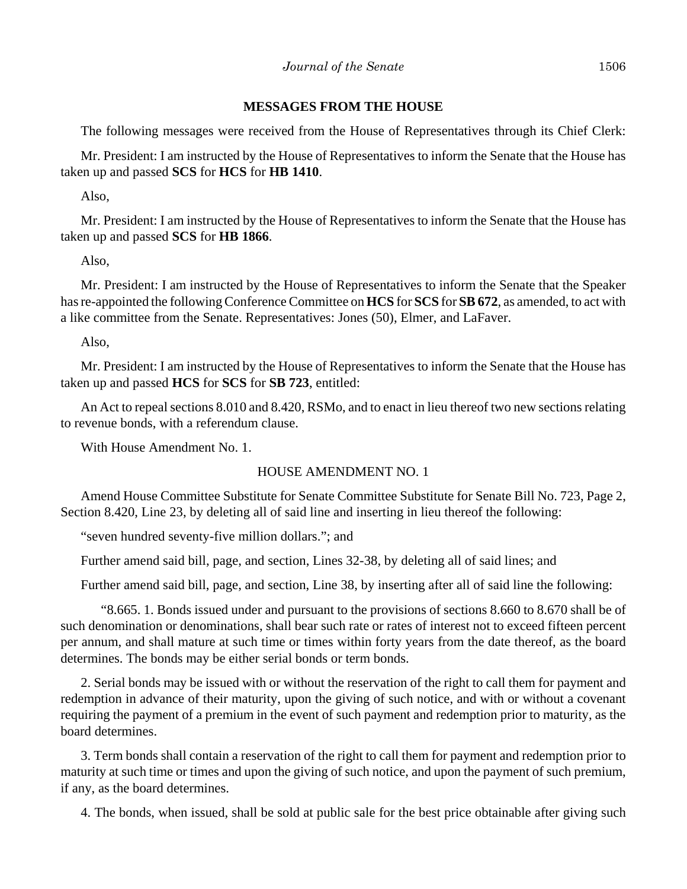## MESSAGES FROM THE HOUSE

The following messages were received from the House of Representatives through its Chief Clerk:

Mr. President: I am instructed by the House of Representatives to inform the Senate that the House has taken up and passed **SCS** for **HCS** for **HB 1410**.

Also,

Mr. President: I am instructed by the House of Representatives to inform the Senate that the House has taken up and passed **SCS** for **HB 1866**.

Also,

Mr. President: I am instructed by the House of Representatives to inform the Senate that the Speaker has re-appointed the following Conference Committee on **HCS** for **SCS** for **SB 672**, as amended, to act with a like committee from the Senate. Representatives: Jones (50), Elmer, and LaFaver.

Also,

Mr. President: I am instructed by the House of Representatives to inform the Senate that the House has taken up and passed **HCS** for **SCS** for **SB 723**, entitled:

An Act to repeal sections 8.010 and 8.420, RSMo, and to enact in lieu thereof two new sections relating to revenue bonds, with a referendum clause.

With House Amendment No. 1.

HOUSE AMENDMENT NO. 1

Amend House Committee Substitute for Senate Committee Substitute for Senate Bill No. 723, Page 2, Section 8.420, Line 23, by deleting all of said line and inserting in lieu thereof the following:

"seven hundred seventy-five million dollars."; and

Further amend said bill, page, and section, Lines 32-38, by deleting all of said lines; and

Further amend said bill, page, and section, Line 38, by inserting after all of said line the following:

"8.665. 1. Bonds issued under and pursuant to the provisions of sections 8.660 to 8.670 shall be of such denomination or denominations, shall bear such rate or rates of interest not to exceed fifteen percent per annum, and shall mature at such time or times within forty years from the date thereof, as the board determines. The bonds may be either serial bonds or term bonds.

2. Serial bonds may be issued with or without the reservation of the right to call them for payment and redemption in advance of their maturity, upon the giving of such notice, and with or without a covenant requiring the payment of a premium in the event of such payment and redemption prior to maturity, as the board determines.

3. Term bonds shall contain a reservation of the right to call them for payment and redemption prior to maturity at such time or times and upon the giving of such notice, and upon the payment of such premium, if any, as the board determines.

4. The bonds, when issued, shall be sold at public sale for the best price obtainable after giving such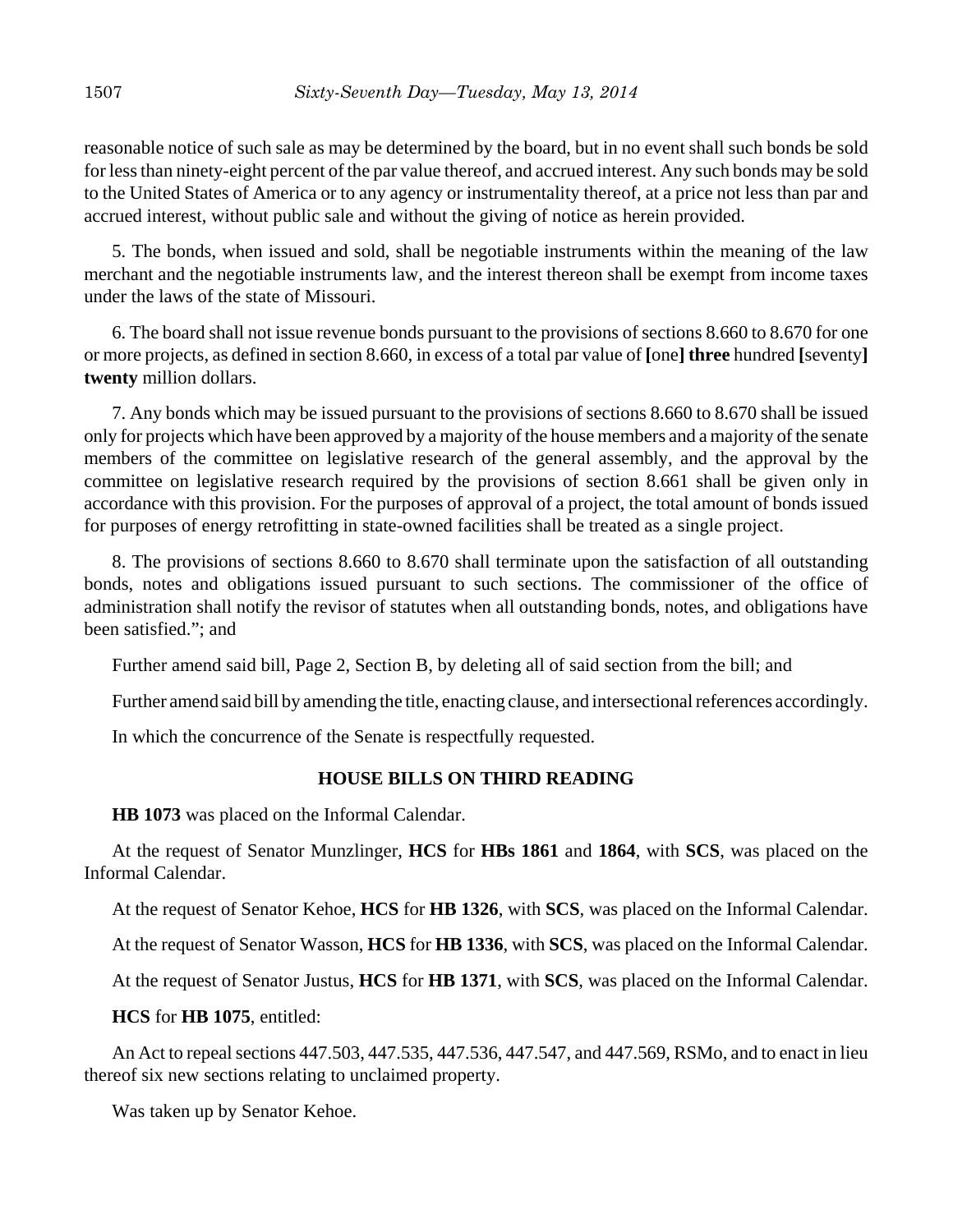reasonable notice of such sale as may be determined by the board, but in no event shall such bonds be sold for less than ninety-eight percent of the par value thereof, and accrued interest. Any such bonds may be sold to the United States of America or to any agency or instrumentality thereof, at a price not less than par and accrued interest, without public sale and without the giving of notice as herein provided.

5. The bonds, when issued and sold, shall be negotiable instruments within the meaning of the law merchant and the negotiable instruments law, and the interest thereon shall be exempt from income taxes under the laws of the state of Missouri.

6. The board shall not issue revenue bonds pursuant to the provisions of sections 8.660 to 8.670 for one or more projects, as defined in section 8.660, in excess of a total par value of **[**one**]** **three** hundred **[**seventy**]** **twenty** million dollars.

7. Any bonds which may be issued pursuant to the provisions of sections 8.660 to 8.670 shall be issued only for projects which have been approved by a majority of the house members and a majority of the senate members of the committee on legislative research of the general assembly, and the approval by the committee on legislative research required by the provisions of section 8.661 shall be given only in accordance with this provision. For the purposes of approval of a project, the total amount of bonds issued for purposes of energy retrofitting in state-owned facilities shall be treated as a single project.

8. The provisions of sections 8.660 to 8.670 shall terminate upon the satisfaction of all outstanding bonds, notes and obligations issued pursuant to such sections. The commissioner of the office of administration shall notify the revisor of statutes when all outstanding bonds, notes, and obligations have been satisfied."; and

Further amend said bill, Page 2, Section B, by deleting all of said section from the bill; and

Further amend said bill by amending the title, enacting clause, and intersectional references accordingly.

In which the concurrence of the Senate is respectfully requested.

## HOUSE BILLS ON THIRD READING

**HB 1073** was placed on the Informal Calendar.

At the request of Senator Munzlinger, **HCS** for **HBs 1861** and **1864**, with **SCS**, was placed on the Informal Calendar.

At the request of Senator Kehoe, **HCS** for **HB 1326**, with **SCS**, was placed on the Informal Calendar.

At the request of Senator Wasson, **HCS** for **HB 1336**, with **SCS**, was placed on the Informal Calendar.

At the request of Senator Justus, **HCS** for **HB 1371**, with **SCS**, was placed on the Informal Calendar.

**HCS** for **HB 1075**, entitled:

An Act to repeal sections 447.503, 447.535, 447.536, 447.547, and 447.569, RSMo, and to enact in lieu thereof six new sections relating to unclaimed property.

Was taken up by Senator Kehoe.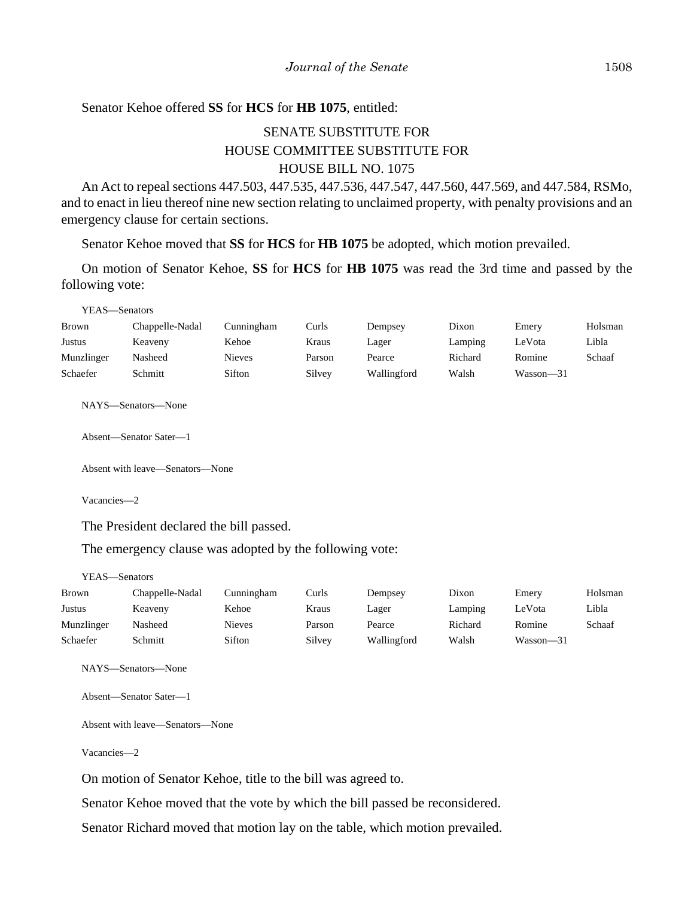Senator Kehoe offered **SS** for **HCS** for **HB 1075**, entitled:

SENATE SUBSTITUTE FOR
HOUSE COMMITTEE SUBSTITUTE FOR
HOUSE BILL NO. 1075

An Act to repeal sections 447.503, 447.535, 447.536, 447.547, 447.560, 447.569, and 447.584, RSMo, and to enact in lieu thereof nine new section relating to unclaimed property, with penalty provisions and an emergency clause for certain sections.

Senator Kehoe moved that **SS** for **HCS** for **HB 1075** be adopted, which motion prevailed.

On motion of Senator Kehoe, **SS** for **HCS** for **HB 1075** was read the 3rd time and passed by the following vote:

YEAS—Senators

| | | | | | | | |
|---|---|---|---|---|---|---|---|
| Brown | Chappelle-Nadal | Cunningham | Curls | Dempsey | Dixon | Emery | Holsman |
| Justus | Keaveny | Kehoe | Kraus | Lager | Lamping | LeVota | Libla |
| Munzlinger | Nasheed | Nieves | Parson | Pearce | Richard | Romine | Schaaf |
| Schaefer | Schmitt | Sifton | Silvey | Wallingford | Walsh | Wasson—31 | |

NAYS—Senators—None

Absent—Senator Sater—1

Absent with leave—Senators—None

Vacancies—2

The President declared the bill passed.

The emergency clause was adopted by the following vote:

YEAS—Senators

| | | | | | | | |
|---|---|---|---|---|---|---|---|
| Brown | Chappelle-Nadal | Cunningham | Curls | Dempsey | Dixon | Emery | Holsman |
| Justus | Keaveny | Kehoe | Kraus | Lager | Lamping | LeVota | Libla |
| Munzlinger | Nasheed | Nieves | Parson | Pearce | Richard | Romine | Schaaf |
| Schaefer | Schmitt | Sifton | Silvey | Wallingford | Walsh | Wasson—31 | |

NAYS—Senators—None

Absent—Senator Sater—1

Absent with leave—Senators—None

Vacancies—2

On motion of Senator Kehoe, title to the bill was agreed to.

Senator Kehoe moved that the vote by which the bill passed be reconsidered.

Senator Richard moved that motion lay on the table, which motion prevailed.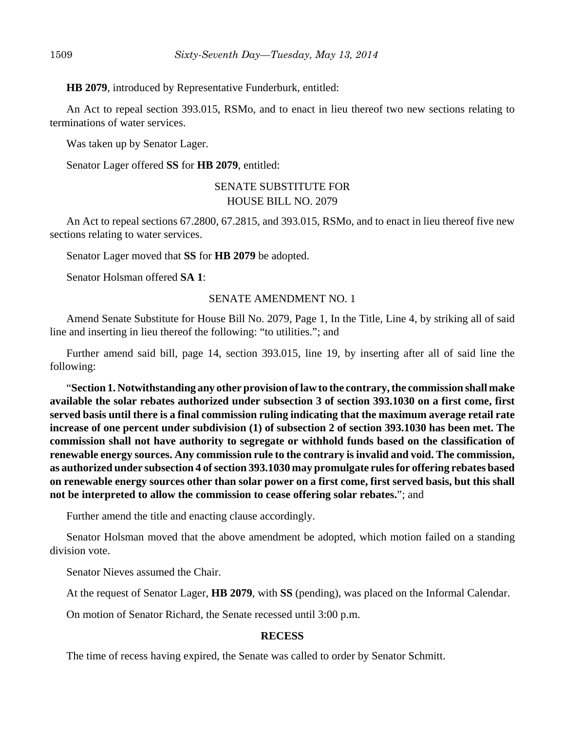**HB 2079**, introduced by Representative Funderburk, entitled:

An Act to repeal section 393.015, RSMo, and to enact in lieu thereof two new sections relating to terminations of water services.

Was taken up by Senator Lager.

Senator Lager offered **SS** for **HB 2079**, entitled:

SENATE SUBSTITUTE FOR
HOUSE BILL NO. 2079

An Act to repeal sections 67.2800, 67.2815, and 393.015, RSMo, and to enact in lieu thereof five new sections relating to water services.

Senator Lager moved that **SS** for **HB 2079** be adopted.

Senator Holsman offered **SA 1**:

SENATE AMENDMENT NO. 1

Amend Senate Substitute for House Bill No. 2079, Page 1, In the Title, Line 4, by striking all of said line and inserting in lieu thereof the following: "to utilities."; and

Further amend said bill, page 14, section 393.015, line 19, by inserting after all of said line the following:

"**Section 1. Notwithstanding any other provision of law to the contrary, the commission shall make available the solar rebates authorized under subsection 3 of section 393.1030 on a first come, first served basis until there is a final commission ruling indicating that the maximum average retail rate increase of one percent under subdivision (1) of subsection 2 of section 393.1030 has been met. The commission shall not have authority to segregate or withhold funds based on the classification of renewable energy sources. Any commission rule to the contrary is invalid and void. The commission, as authorized under subsection 4 of section 393.1030 may promulgate rules for offering rebates based on renewable energy sources other than solar power on a first come, first served basis, but this shall not be interpreted to allow the commission to cease offering solar rebates.**"; and

Further amend the title and enacting clause accordingly.

Senator Holsman moved that the above amendment be adopted, which motion failed on a standing division vote.

Senator Nieves assumed the Chair.

At the request of Senator Lager, **HB 2079**, with **SS** (pending), was placed on the Informal Calendar.

On motion of Senator Richard, the Senate recessed until 3:00 p.m.

**RECESS**

The time of recess having expired, the Senate was called to order by Senator Schmitt.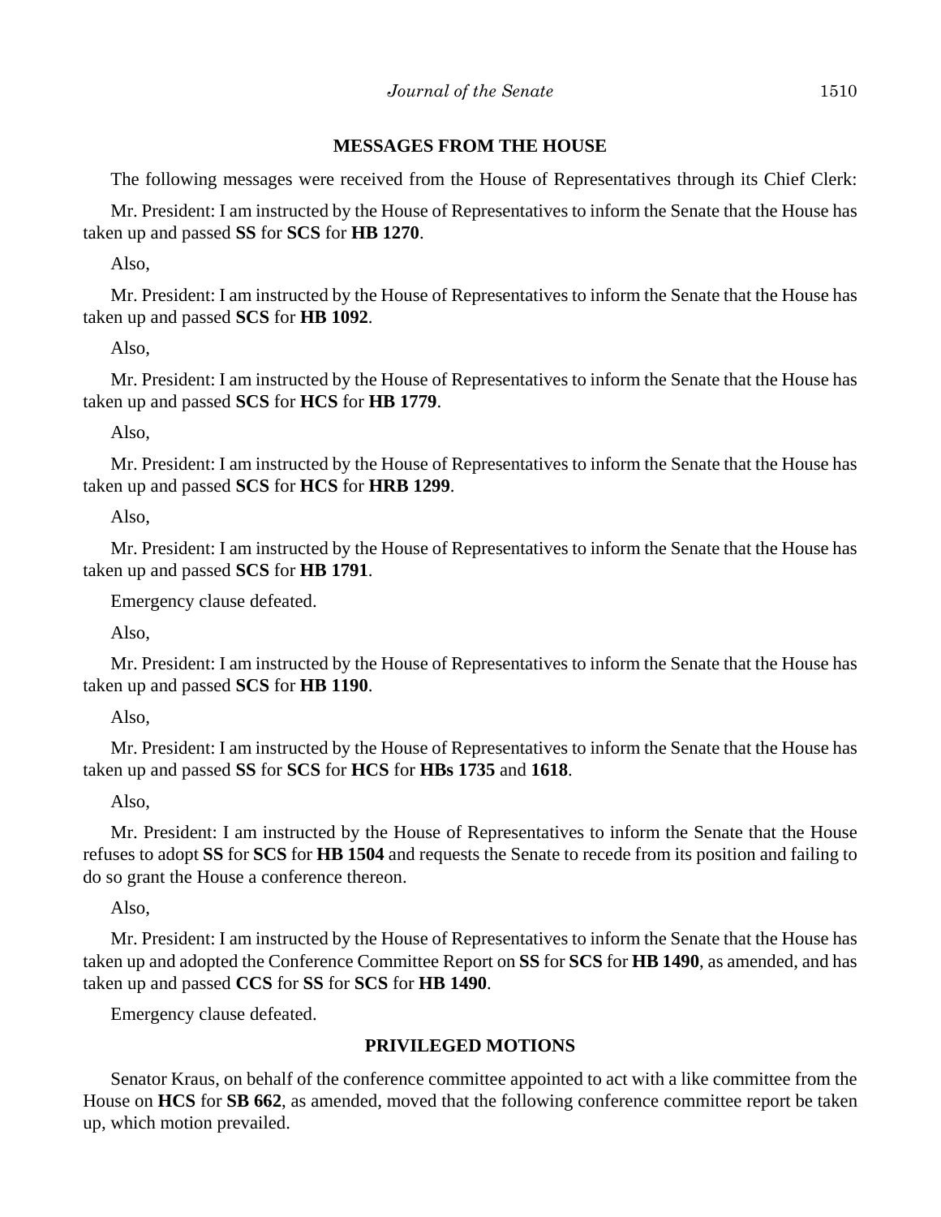## MESSAGES FROM THE HOUSE

The following messages were received from the House of Representatives through its Chief Clerk:

Mr. President: I am instructed by the House of Representatives to inform the Senate that the House has taken up and passed **SS** for **SCS** for **HB 1270**.

Also,

Mr. President: I am instructed by the House of Representatives to inform the Senate that the House has taken up and passed **SCS** for **HB 1092**.

Also,

Mr. President: I am instructed by the House of Representatives to inform the Senate that the House has taken up and passed **SCS** for **HCS** for **HB 1779**.

Also,

Mr. President: I am instructed by the House of Representatives to inform the Senate that the House has taken up and passed **SCS** for **HCS** for **HRB 1299**.

Also,

Mr. President: I am instructed by the House of Representatives to inform the Senate that the House has taken up and passed **SCS** for **HB 1791**.

Emergency clause defeated.

Also,

Mr. President: I am instructed by the House of Representatives to inform the Senate that the House has taken up and passed **SCS** for **HB 1190**.

Also,

Mr. President: I am instructed by the House of Representatives to inform the Senate that the House has taken up and passed **SS** for **SCS** for **HCS** for **HBs 1735** and **1618**.

Also,

Mr. President: I am instructed by the House of Representatives to inform the Senate that the House refuses to adopt **SS** for **SCS** for **HB 1504** and requests the Senate to recede from its position and failing to do so grant the House a conference thereon.

Also,

Mr. President: I am instructed by the House of Representatives to inform the Senate that the House has taken up and adopted the Conference Committee Report on **SS** for **SCS** for **HB 1490**, as amended, and has taken up and passed **CCS** for **SS** for **SCS** for **HB 1490**.

Emergency clause defeated.

## PRIVILEGED MOTIONS

Senator Kraus, on behalf of the conference committee appointed to act with a like committee from the House on **HCS** for **SB 662**, as amended, moved that the following conference committee report be taken up, which motion prevailed.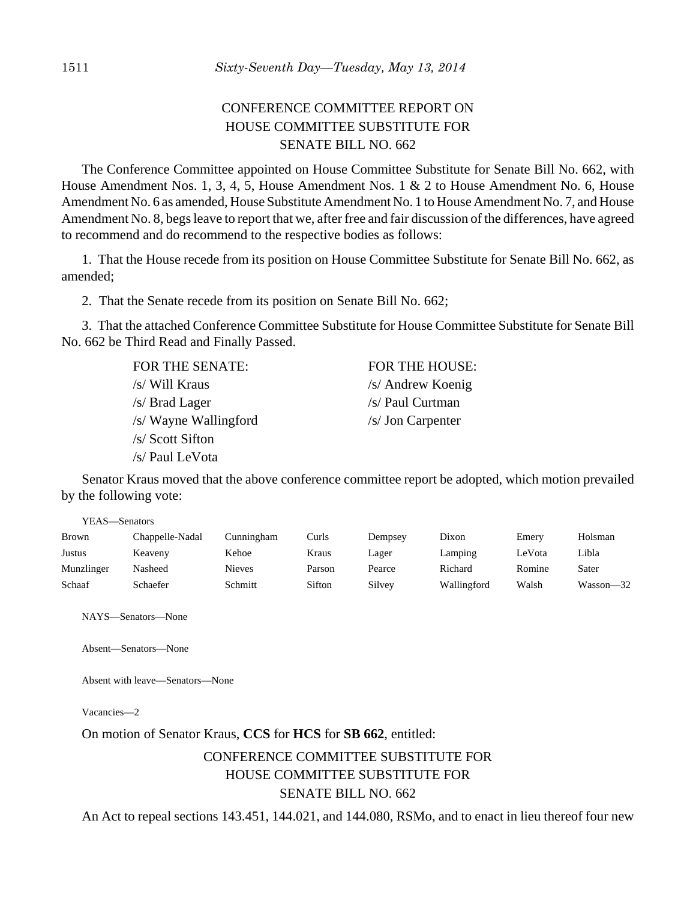CONFERENCE COMMITTEE REPORT ON
HOUSE COMMITTEE SUBSTITUTE FOR
SENATE BILL NO. 662

The Conference Committee appointed on House Committee Substitute for Senate Bill No. 662, with House Amendment Nos. 1, 3, 4, 5, House Amendment Nos. 1 & 2 to House Amendment No. 6, House Amendment No. 6 as amended, House Substitute Amendment No. 1 to House Amendment No. 7, and House Amendment No. 8, begs leave to report that we, after free and fair discussion of the differences, have agreed to recommend and do recommend to the respective bodies as follows:

1. That the House recede from its position on House Committee Substitute for Senate Bill No. 662, as amended;

2. That the Senate recede from its position on Senate Bill No. 662;

3. That the attached Conference Committee Substitute for House Committee Substitute for Senate Bill No. 662 be Third Read and Finally Passed.

| FOR THE SENATE: | FOR THE HOUSE: |
|---|---|
| /s/ Will Kraus | /s/ Andrew Koenig |
| /s/ Brad Lager | /s/ Paul Curtman |
| /s/ Wayne Wallingford | /s/ Jon Carpenter |
| /s/ Scott Sifton | |
| /s/ Paul LeVota | |

Senator Kraus moved that the above conference committee report be adopted, which motion prevailed by the following vote:

YEAS—Senators

| | | | | | | | |
|---|---|---|---|---|---|---|---|
| Brown | Chappelle-Nadal | Cunningham | Curls | Dempsey | Dixon | Emery | Holsman |
| Justus | Keaveny | Kehoe | Kraus | Lager | Lamping | LeVota | Libla |
| Munzlinger | Nasheed | Nieves | Parson | Pearce | Richard | Romine | Sater |
| Schaaf | Schaefer | Schmitt | Sifton | Silvey | Wallingford | Walsh | Wasson—32 |

NAYS—Senators—None

Absent—Senators—None

Absent with leave—Senators—None

Vacancies—2

On motion of Senator Kraus, **CCS** for **HCS** for **SB 662**, entitled:

CONFERENCE COMMITTEE SUBSTITUTE FOR
HOUSE COMMITTEE SUBSTITUTE FOR
SENATE BILL NO. 662

An Act to repeal sections 143.451, 144.021, and 144.080, RSMo, and to enact in lieu thereof four new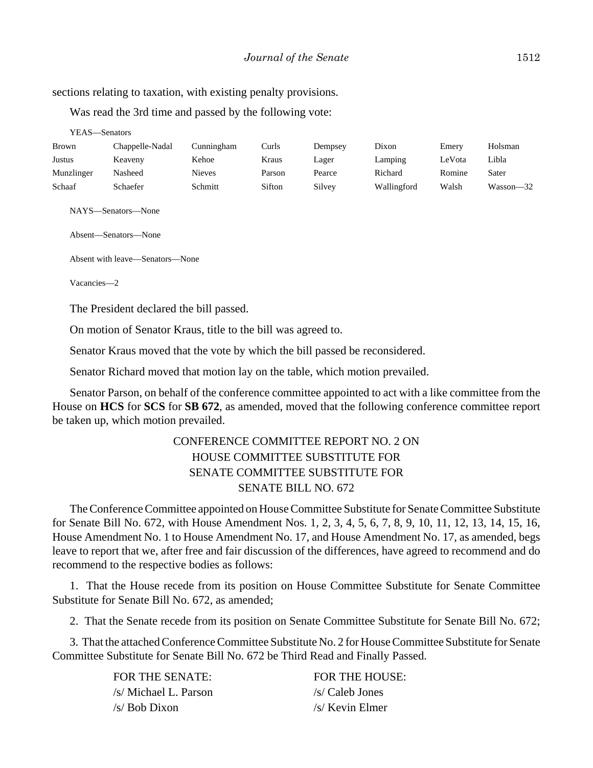sections relating to taxation, with existing penalty provisions.

Was read the 3rd time and passed by the following vote:

YEAS—Senators

| | | | | | | | |
|---|---|---|---|---|---|---|---|
| Brown | Chappelle-Nadal | Cunningham | Curls | Dempsey | Dixon | Emery | Holsman |
| Justus | Keaveny | Kehoe | Kraus | Lager | Lamping | LeVota | Libla |
| Munzlinger | Nasheed | Nieves | Parson | Pearce | Richard | Romine | Sater |
| Schaaf | Schaefer | Schmitt | Sifton | Silvey | Wallingford | Walsh | Wasson—32 |

NAYS—Senators—None

Absent—Senators—None

Absent with leave—Senators—None

Vacancies—2

The President declared the bill passed.

On motion of Senator Kraus, title to the bill was agreed to.

Senator Kraus moved that the vote by which the bill passed be reconsidered.

Senator Richard moved that motion lay on the table, which motion prevailed.

Senator Parson, on behalf of the conference committee appointed to act with a like committee from the House on **HCS** for **SCS** for **SB 672**, as amended, moved that the following conference committee report be taken up, which motion prevailed.

CONFERENCE COMMITTEE REPORT NO. 2 ON
HOUSE COMMITTEE SUBSTITUTE FOR
SENATE COMMITTEE SUBSTITUTE FOR
SENATE BILL NO. 672

The Conference Committee appointed on House Committee Substitute for Senate Committee Substitute for Senate Bill No. 672, with House Amendment Nos. 1, 2, 3, 4, 5, 6, 7, 8, 9, 10, 11, 12, 13, 14, 15, 16, House Amendment No. 1 to House Amendment No. 17, and House Amendment No. 17, as amended, begs leave to report that we, after free and fair discussion of the differences, have agreed to recommend and do recommend to the respective bodies as follows:

1. That the House recede from its position on House Committee Substitute for Senate Committee Substitute for Senate Bill No. 672, as amended;

2. That the Senate recede from its position on Senate Committee Substitute for Senate Bill No. 672;

3. That the attached Conference Committee Substitute No. 2 for House Committee Substitute for Senate Committee Substitute for Senate Bill No. 672 be Third Read and Finally Passed.

| FOR THE SENATE: | FOR THE HOUSE: |
|---|---|
| /s/ Michael L. Parson | /s/ Caleb Jones |
| /s/ Bob Dixon | /s/ Kevin Elmer |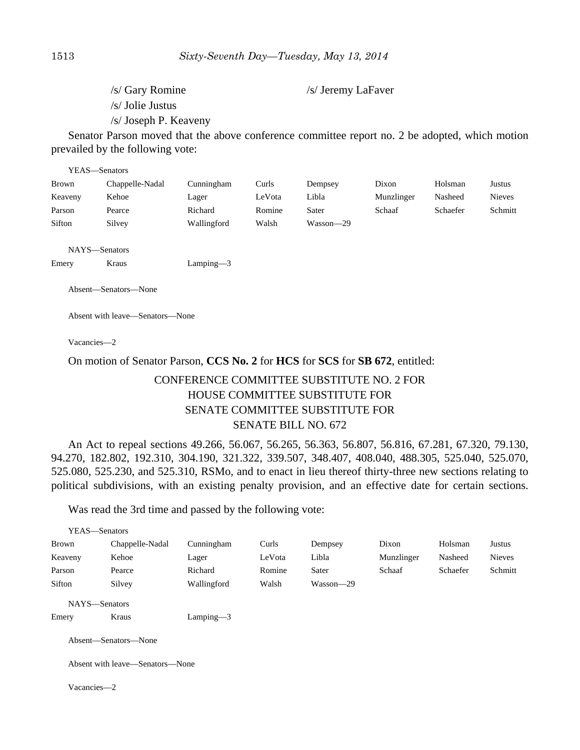/s/ Gary Romine /s/ Jeremy LaFaver

/s/ Jolie Justus

/s/ Joseph P. Keaveny

Senator Parson moved that the above conference committee report no. 2 be adopted, which motion prevailed by the following vote:

YEAS—Senators

| | | | | | | | |
|---|---|---|---|---|---|---|---|
| Brown | Chappelle-Nadal | Cunningham | Curls | Dempsey | Dixon | Holsman | Justus |
| Keaveny | Kehoe | Lager | LeVota | Libla | Munzlinger | Nasheed | Nieves |
| Parson | Pearce | Richard | Romine | Sater | Schaaf | Schaefer | Schmitt |
| Sifton | Silvey | Wallingford | Walsh | Wasson—29 | | | |

NAYS—Senators

| | | |
|---|---|---|
| Emery | Kraus | Lamping—3 |

Absent—Senators—None

Absent with leave—Senators—None

Vacancies—2

On motion of Senator Parson, **CCS No. 2** for **HCS** for **SCS** for **SB 672**, entitled:

CONFERENCE COMMITTEE SUBSTITUTE NO. 2 FOR
HOUSE COMMITTEE SUBSTITUTE FOR
SENATE COMMITTEE SUBSTITUTE FOR
SENATE BILL NO. 672

An Act to repeal sections 49.266, 56.067, 56.265, 56.363, 56.807, 56.816, 67.281, 67.320, 79.130, 94.270, 182.802, 192.310, 304.190, 321.322, 339.507, 348.407, 408.040, 488.305, 525.040, 525.070, 525.080, 525.230, and 525.310, RSMo, and to enact in lieu thereof thirty-three new sections relating to political subdivisions, with an existing penalty provision, and an effective date for certain sections.

Was read the 3rd time and passed by the following vote:

YEAS—Senators

| | | | | | | | |
|---|---|---|---|---|---|---|---|
| Brown | Chappelle-Nadal | Cunningham | Curls | Dempsey | Dixon | Holsman | Justus |
| Keaveny | Kehoe | Lager | LeVota | Libla | Munzlinger | Nasheed | Nieves |
| Parson | Pearce | Richard | Romine | Sater | Schaaf | Schaefer | Schmitt |
| Sifton | Silvey | Wallingford | Walsh | Wasson—29 | | | |

NAYS—Senators

| | | |
|---|---|---|
| Emery | Kraus | Lamping—3 |

Absent—Senators—None

Absent with leave—Senators—None

Vacancies—2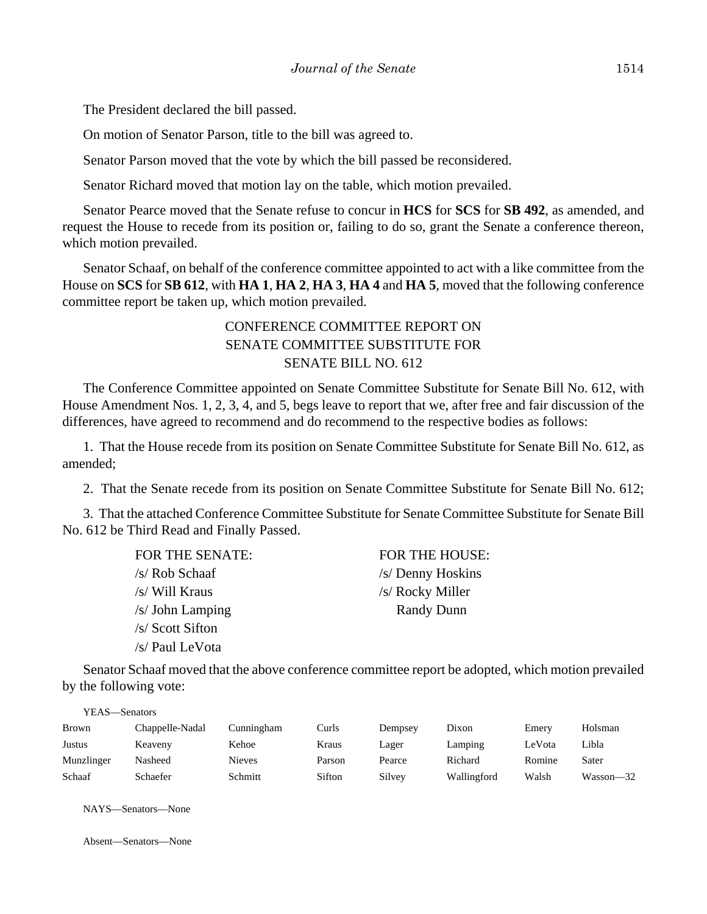The President declared the bill passed.

On motion of Senator Parson, title to the bill was agreed to.

Senator Parson moved that the vote by which the bill passed be reconsidered.

Senator Richard moved that motion lay on the table, which motion prevailed.

Senator Pearce moved that the Senate refuse to concur in **HCS** for **SCS** for **SB 492**, as amended, and request the House to recede from its position or, failing to do so, grant the Senate a conference thereon, which motion prevailed.

Senator Schaaf, on behalf of the conference committee appointed to act with a like committee from the House on **SCS** for **SB 612**, with **HA 1**, **HA 2**, **HA 3**, **HA 4** and **HA 5**, moved that the following conference committee report be taken up, which motion prevailed.

CONFERENCE COMMITTEE REPORT ON
SENATE COMMITTEE SUBSTITUTE FOR
SENATE BILL NO. 612

The Conference Committee appointed on Senate Committee Substitute for Senate Bill No. 612, with House Amendment Nos. 1, 2, 3, 4, and 5, begs leave to report that we, after free and fair discussion of the differences, have agreed to recommend and do recommend to the respective bodies as follows:

1. That the House recede from its position on Senate Committee Substitute for Senate Bill No. 612, as amended;

2. That the Senate recede from its position on Senate Committee Substitute for Senate Bill No. 612;

3. That the attached Conference Committee Substitute for Senate Committee Substitute for Senate Bill No. 612 be Third Read and Finally Passed.

| FOR THE SENATE: | FOR THE HOUSE: |
|---|---|
| /s/ Rob Schaaf | /s/ Denny Hoskins |
| /s/ Will Kraus | /s/ Rocky Miller |
| /s/ John Lamping | Randy Dunn |
| /s/ Scott Sifton | |
| /s/ Paul LeVota | |

Senator Schaaf moved that the above conference committee report be adopted, which motion prevailed by the following vote:

YEAS—Senators

| | | | | | | | |
|---|---|---|---|---|---|---|---|
| Brown | Chappelle-Nadal | Cunningham | Curls | Dempsey | Dixon | Emery | Holsman |
| Justus | Keaveny | Kehoe | Kraus | Lager | Lamping | LeVota | Libla |
| Munzlinger | Nasheed | Nieves | Parson | Pearce | Richard | Romine | Sater |
| Schaaf | Schaefer | Schmitt | Sifton | Silvey | Wallingford | Walsh | Wasson—32 |

NAYS—Senators—None

Absent—Senators—None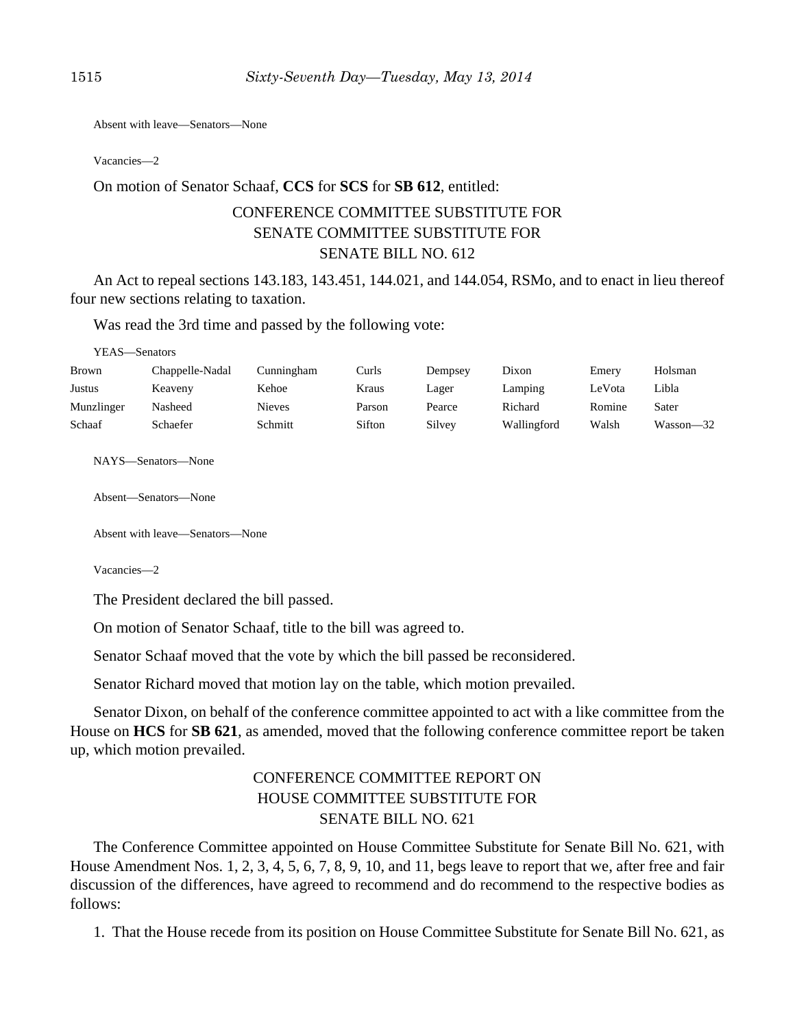Absent with leave—Senators—None

Vacancies—2

On motion of Senator Schaaf, **CCS** for **SCS** for **SB 612**, entitled:

CONFERENCE COMMITTEE SUBSTITUTE FOR
SENATE COMMITTEE SUBSTITUTE FOR
SENATE BILL NO. 612

An Act to repeal sections 143.183, 143.451, 144.021, and 144.054, RSMo, and to enact in lieu thereof four new sections relating to taxation.

Was read the 3rd time and passed by the following vote:

YEAS—Senators

| | | | | | | | |
|---|---|---|---|---|---|---|---|
| Brown | Chappelle-Nadal | Cunningham | Curls | Dempsey | Dixon | Emery | Holsman |
| Justus | Keaveny | Kehoe | Kraus | Lager | Lamping | LeVota | Libla |
| Munzlinger | Nasheed | Nieves | Parson | Pearce | Richard | Romine | Sater |
| Schaaf | Schaefer | Schmitt | Sifton | Silvey | Wallingford | Walsh | Wasson—32 |

NAYS—Senators—None

Absent—Senators—None

Absent with leave—Senators—None

Vacancies—2

The President declared the bill passed.

On motion of Senator Schaaf, title to the bill was agreed to.

Senator Schaaf moved that the vote by which the bill passed be reconsidered.

Senator Richard moved that motion lay on the table, which motion prevailed.

Senator Dixon, on behalf of the conference committee appointed to act with a like committee from the House on **HCS** for **SB 621**, as amended, moved that the following conference committee report be taken up, which motion prevailed.

CONFERENCE COMMITTEE REPORT ON
HOUSE COMMITTEE SUBSTITUTE FOR
SENATE BILL NO. 621

The Conference Committee appointed on House Committee Substitute for Senate Bill No. 621, with House Amendment Nos. 1, 2, 3, 4, 5, 6, 7, 8, 9, 10, and 11, begs leave to report that we, after free and fair discussion of the differences, have agreed to recommend and do recommend to the respective bodies as follows:

1. That the House recede from its position on House Committee Substitute for Senate Bill No. 621, as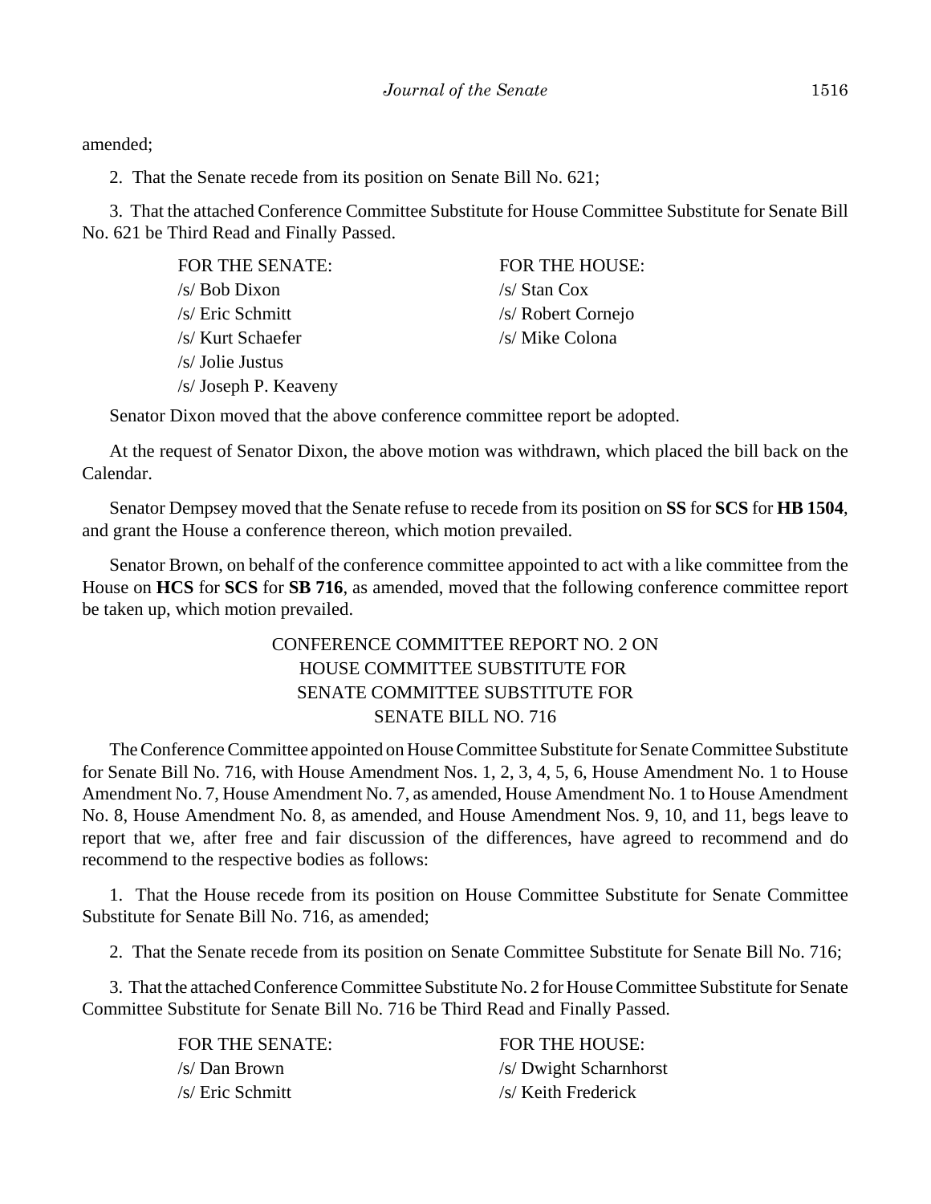amended;

2. That the Senate recede from its position on Senate Bill No. 621;

3. That the attached Conference Committee Substitute for House Committee Substitute for Senate Bill No. 621 be Third Read and Finally Passed.

| FOR THE SENATE: | FOR THE HOUSE: |
|---|---|
| /s/ Bob Dixon | /s/ Stan Cox |
| /s/ Eric Schmitt | /s/ Robert Cornejo |
| /s/ Kurt Schaefer | /s/ Mike Colona |
| /s/ Jolie Justus | |
| /s/ Joseph P. Keaveny | |

Senator Dixon moved that the above conference committee report be adopted.

At the request of Senator Dixon, the above motion was withdrawn, which placed the bill back on the Calendar.

Senator Dempsey moved that the Senate refuse to recede from its position on **SS** for **SCS** for **HB 1504**, and grant the House a conference thereon, which motion prevailed.

Senator Brown, on behalf of the conference committee appointed to act with a like committee from the House on **HCS** for **SCS** for **SB 716**, as amended, moved that the following conference committee report be taken up, which motion prevailed.

CONFERENCE COMMITTEE REPORT NO. 2 ON
HOUSE COMMITTEE SUBSTITUTE FOR
SENATE COMMITTEE SUBSTITUTE FOR
SENATE BILL NO. 716

The Conference Committee appointed on House Committee Substitute for Senate Committee Substitute for Senate Bill No. 716, with House Amendment Nos. 1, 2, 3, 4, 5, 6, House Amendment No. 1 to House Amendment No. 7, House Amendment No. 7, as amended, House Amendment No. 1 to House Amendment No. 8, House Amendment No. 8, as amended, and House Amendment Nos. 9, 10, and 11, begs leave to report that we, after free and fair discussion of the differences, have agreed to recommend and do recommend to the respective bodies as follows:

1. That the House recede from its position on House Committee Substitute for Senate Committee Substitute for Senate Bill No. 716, as amended;

2. That the Senate recede from its position on Senate Committee Substitute for Senate Bill No. 716;

3. That the attached Conference Committee Substitute No. 2 for House Committee Substitute for Senate Committee Substitute for Senate Bill No. 716 be Third Read and Finally Passed.

| FOR THE SENATE: | FOR THE HOUSE: |
|---|---|
| /s/ Dan Brown | /s/ Dwight Scharnhorst |
| /s/ Eric Schmitt | /s/ Keith Frederick |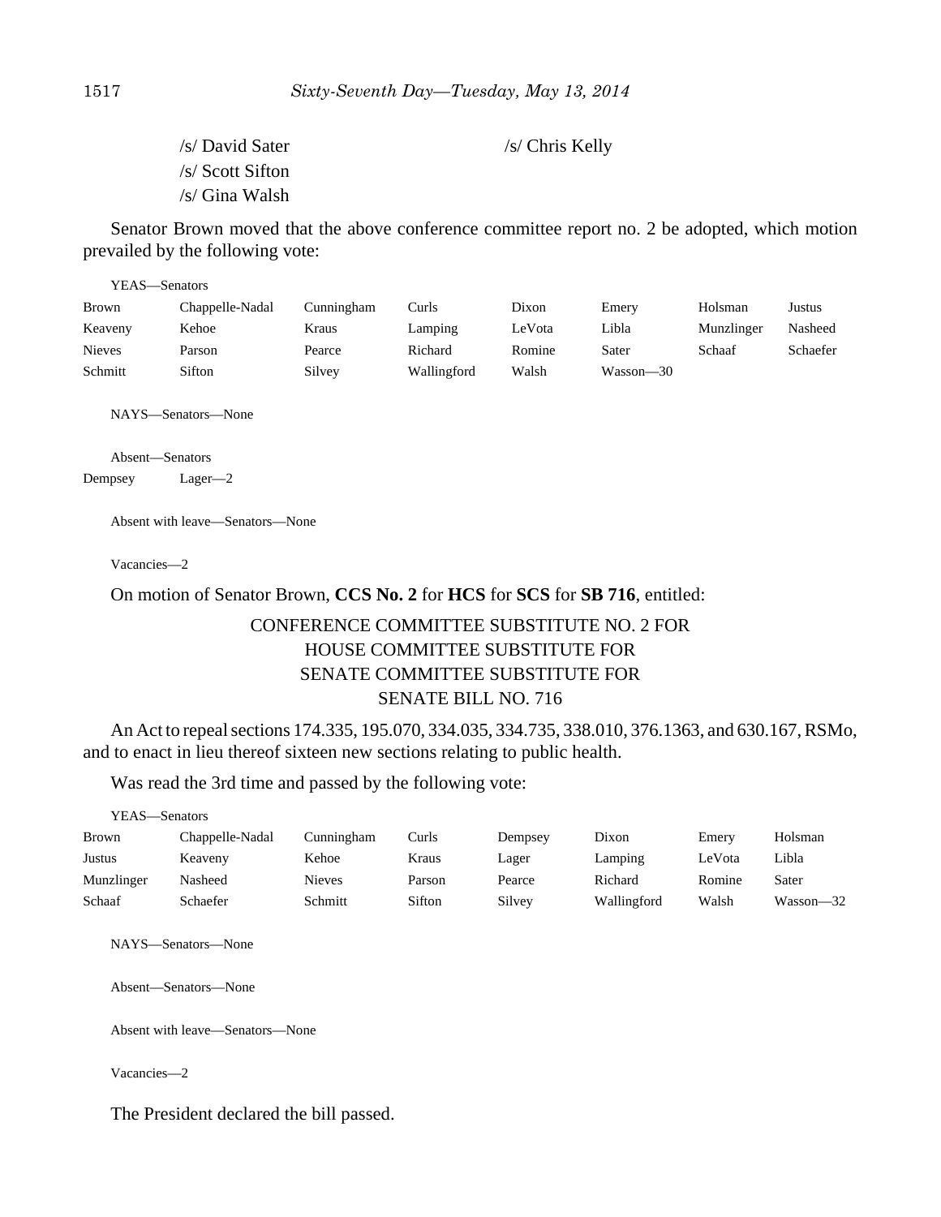/s/ David Sater /s/ Chris Kelly
/s/ Scott Sifton
/s/ Gina Walsh

Senator Brown moved that the above conference committee report no. 2 be adopted, which motion prevailed by the following vote:

YEAS—Senators

| | | | | | | | |
|---|---|---|---|---|---|---|---|
| Brown | Chappelle-Nadal | Cunningham | Curls | Dixon | Emery | Holsman | Justus |
| Keaveny | Kehoe | Kraus | Lamping | LeVota | Libla | Munzlinger | Nasheed |
| Nieves | Parson | Pearce | Richard | Romine | Sater | Schaaf | Schaefer |
| Schmitt | Sifton | Silvey | Wallingford | Walsh | Wasson—30 | | |

NAYS—Senators—None

Absent—Senators

Dempsey Lager—2

Absent with leave—Senators—None

Vacancies—2

On motion of Senator Brown, **CCS No. 2** for **HCS** for **SCS** for **SB 716**, entitled:

CONFERENCE COMMITTEE SUBSTITUTE NO. 2 FOR
HOUSE COMMITTEE SUBSTITUTE FOR
SENATE COMMITTEE SUBSTITUTE FOR
SENATE BILL NO. 716

An Act to repeal sections 174.335, 195.070, 334.035, 334.735, 338.010, 376.1363, and 630.167, RSMo, and to enact in lieu thereof sixteen new sections relating to public health.

Was read the 3rd time and passed by the following vote:

YEAS—Senators

| | | | | | | | |
|---|---|---|---|---|---|---|---|
| Brown | Chappelle-Nadal | Cunningham | Curls | Dempsey | Dixon | Emery | Holsman |
| Justus | Keaveny | Kehoe | Kraus | Lager | Lamping | LeVota | Libla |
| Munzlinger | Nasheed | Nieves | Parson | Pearce | Richard | Romine | Sater |
| Schaaf | Schaefer | Schmitt | Sifton | Silvey | Wallingford | Walsh | Wasson—32 |

NAYS—Senators—None

Absent—Senators—None

Absent with leave—Senators—None

Vacancies—2

The President declared the bill passed.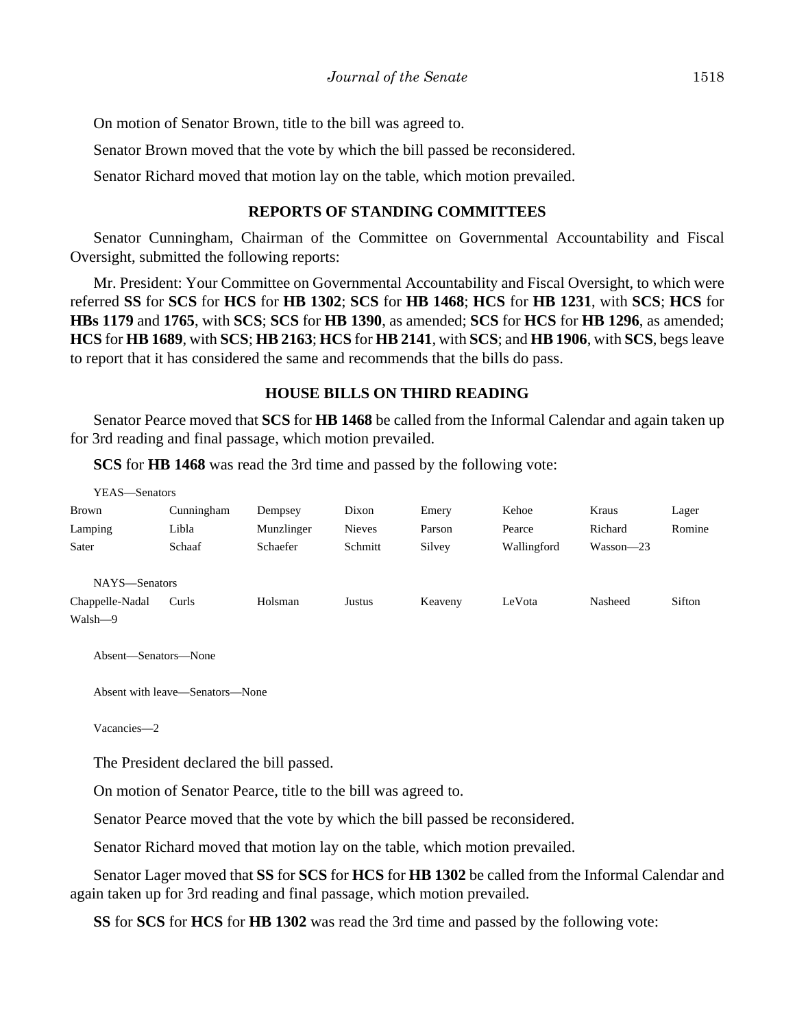On motion of Senator Brown, title to the bill was agreed to.

Senator Brown moved that the vote by which the bill passed be reconsidered.

Senator Richard moved that motion lay on the table, which motion prevailed.

## REPORTS OF STANDING COMMITTEES

Senator Cunningham, Chairman of the Committee on Governmental Accountability and Fiscal Oversight, submitted the following reports:

Mr. President: Your Committee on Governmental Accountability and Fiscal Oversight, to which were referred **SS** for **SCS** for **HCS** for **HB 1302**; **SCS** for **HB 1468**; **HCS** for **HB 1231**, with **SCS**; **HCS** for **HBs 1179** and **1765**, with **SCS**; **SCS** for **HB 1390**, as amended; **SCS** for **HCS** for **HB 1296**, as amended; **HCS** for **HB 1689**, with **SCS**; **HB 2163**; **HCS** for **HB 2141**, with **SCS**; and **HB 1906**, with **SCS**, begs leave to report that it has considered the same and recommends that the bills do pass.

## HOUSE BILLS ON THIRD READING

Senator Pearce moved that **SCS** for **HB 1468** be called from the Informal Calendar and again taken up for 3rd reading and final passage, which motion prevailed.

**SCS** for **HB 1468** was read the 3rd time and passed by the following vote:

YEAS—Senators

| | | | | | | | |
|---|---|---|---|---|---|---|---|
| Brown | Cunningham | Dempsey | Dixon | Emery | Kehoe | Kraus | Lager |
| Lamping | Libla | Munzlinger | Nieves | Parson | Pearce | Richard | Romine |
| Sater | Schaaf | Schaefer | Schmitt | Silvey | Wallingford | Wasson—23 | |

NAYS—Senators

| | | | | | | | |
|---|---|---|---|---|---|---|---|
| Chappelle-Nadal | Curls | Holsman | Justus | Keaveny | LeVota | Nasheed | Sifton |
| Walsh—9 | | | | | | | |

Absent—Senators—None

Absent with leave—Senators—None

Vacancies—2

The President declared the bill passed.

On motion of Senator Pearce, title to the bill was agreed to.

Senator Pearce moved that the vote by which the bill passed be reconsidered.

Senator Richard moved that motion lay on the table, which motion prevailed.

Senator Lager moved that **SS** for **SCS** for **HCS** for **HB 1302** be called from the Informal Calendar and again taken up for 3rd reading and final passage, which motion prevailed.

**SS** for **SCS** for **HCS** for **HB 1302** was read the 3rd time and passed by the following vote: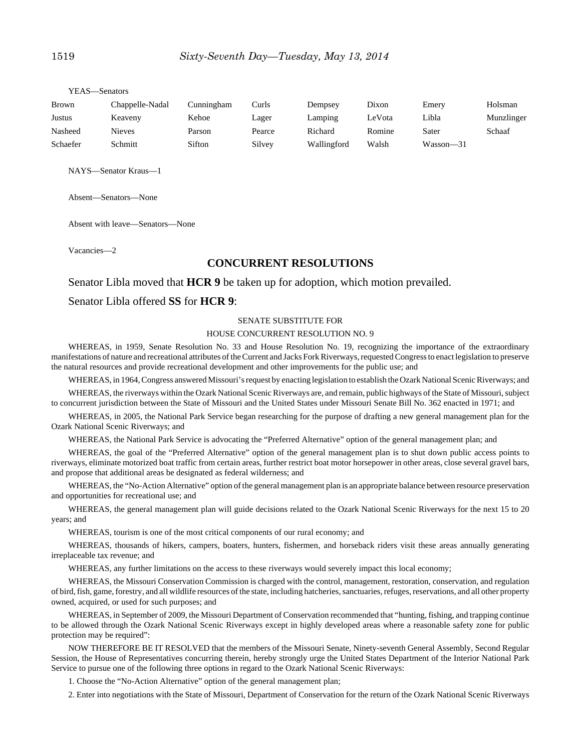YEAS—Senators

| Brown | Chappelle-Nadal | Cunningham | Curls | Dempsey | Dixon | Emery | Holsman |
|---|---|---|---|---|---|---|---|
| Justus | Keaveny | Kehoe | Lager | Lamping | LeVota | Libla | Munzlinger |
| Nasheed | Nieves | Parson | Pearce | Richard | Romine | Sater | Schaaf |
| Schaefer | Schmitt | Sifton | Silvey | Wallingford | Walsh | Wasson—31 | |

NAYS—Senator Kraus—1

Absent—Senators—None

Absent with leave—Senators—None

Vacancies—2

## CONCURRENT RESOLUTIONS

Senator Libla moved that **HCR 9** be taken up for adoption, which motion prevailed.

Senator Libla offered **SS** for **HCR 9**:

SENATE SUBSTITUTE FOR

HOUSE CONCURRENT RESOLUTION NO. 9

WHEREAS, in 1959, Senate Resolution No. 33 and House Resolution No. 19, recognizing the importance of the extraordinary manifestations of nature and recreational attributes of the Current and Jacks Fork Riverways, requested Congress to enact legislation to preserve the natural resources and provide recreational development and other improvements for the public use; and

WHEREAS, in 1964, Congress answered Missouri's request by enacting legislation to establish the Ozark National Scenic Riverways; and

WHEREAS, the riverways within the Ozark National Scenic Riverways are, and remain, public highways of the State of Missouri, subject to concurrent jurisdiction between the State of Missouri and the United States under Missouri Senate Bill No. 362 enacted in 1971; and

WHEREAS, in 2005, the National Park Service began researching for the purpose of drafting a new general management plan for the Ozark National Scenic Riverways; and

WHEREAS, the National Park Service is advocating the "Preferred Alternative" option of the general management plan; and

WHEREAS, the goal of the "Preferred Alternative" option of the general management plan is to shut down public access points to riverways, eliminate motorized boat traffic from certain areas, further restrict boat motor horsepower in other areas, close several gravel bars, and propose that additional areas be designated as federal wilderness; and

WHEREAS, the "No-Action Alternative" option of the general management plan is an appropriate balance between resource preservation and opportunities for recreational use; and

WHEREAS, the general management plan will guide decisions related to the Ozark National Scenic Riverways for the next 15 to 20 years; and

WHEREAS, tourism is one of the most critical components of our rural economy; and

WHEREAS, thousands of hikers, campers, boaters, hunters, fishermen, and horseback riders visit these areas annually generating irreplaceable tax revenue; and

WHEREAS, any further limitations on the access to these riverways would severely impact this local economy;

WHEREAS, the Missouri Conservation Commission is charged with the control, management, restoration, conservation, and regulation of bird, fish, game, forestry, and all wildlife resources of the state, including hatcheries, sanctuaries, refuges, reservations, and all other property owned, acquired, or used for such purposes; and

WHEREAS, in September of 2009, the Missouri Department of Conservation recommended that "hunting, fishing, and trapping continue to be allowed through the Ozark National Scenic Riverways except in highly developed areas where a reasonable safety zone for public protection may be required":

NOW THEREFORE BE IT RESOLVED that the members of the Missouri Senate, Ninety-seventh General Assembly, Second Regular Session, the House of Representatives concurring therein, hereby strongly urge the United States Department of the Interior National Park Service to pursue one of the following three options in regard to the Ozark National Scenic Riverways:

1. Choose the "No-Action Alternative" option of the general management plan;

2. Enter into negotiations with the State of Missouri, Department of Conservation for the return of the Ozark National Scenic Riverways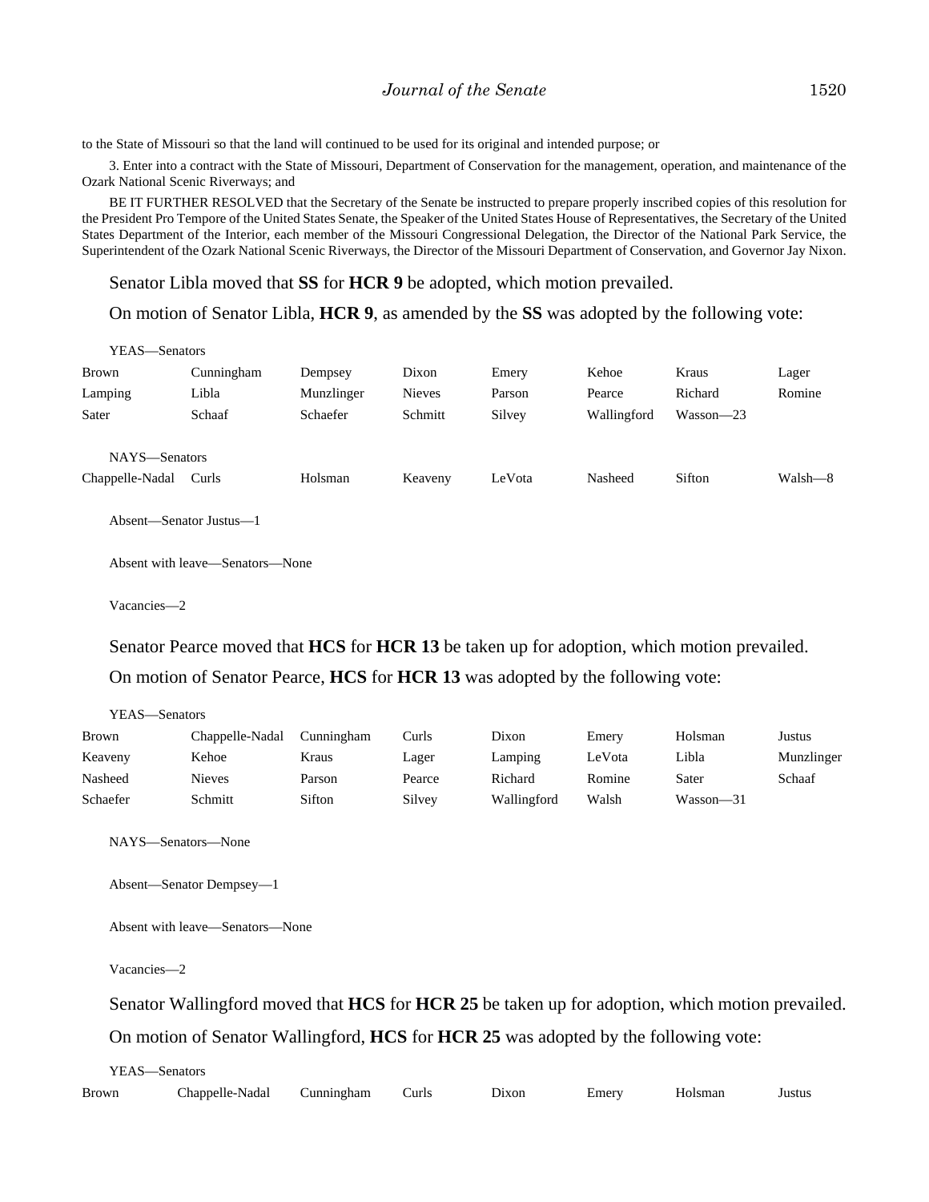to the State of Missouri so that the land will continued to be used for its original and intended purpose; or

3. Enter into a contract with the State of Missouri, Department of Conservation for the management, operation, and maintenance of the Ozark National Scenic Riverways; and

BE IT FURTHER RESOLVED that the Secretary of the Senate be instructed to prepare properly inscribed copies of this resolution for the President Pro Tempore of the United States Senate, the Speaker of the United States House of Representatives, the Secretary of the United States Department of the Interior, each member of the Missouri Congressional Delegation, the Director of the National Park Service, the Superintendent of the Ozark National Scenic Riverways, the Director of the Missouri Department of Conservation, and Governor Jay Nixon.

Senator Libla moved that **SS** for **HCR 9** be adopted, which motion prevailed.

On motion of Senator Libla, **HCR 9**, as amended by the **SS** was adopted by the following vote:

YEAS—Senators

| | | | | | | | |
|---|---|---|---|---|---|---|---|
| Brown | Cunningham | Dempsey | Dixon | Emery | Kehoe | Kraus | Lager |
| Lamping | Libla | Munzlinger | Nieves | Parson | Pearce | Richard | Romine |
| Sater | Schaaf | Schaefer | Schmitt | Silvey | Wallingford | Wasson—23 | |

NAYS—Senators

| | | | | | | | |
|---|---|---|---|---|---|---|---|
| Chappelle-Nadal | Curls | Holsman | Keaveny | LeVota | Nasheed | Sifton | Walsh—8 |

Absent—Senator Justus—1

Absent with leave—Senators—None

Vacancies—2

Senator Pearce moved that **HCS** for **HCR 13** be taken up for adoption, which motion prevailed.

On motion of Senator Pearce, **HCS** for **HCR 13** was adopted by the following vote:

YEAS—Senators

| | | | | | | | |
|---|---|---|---|---|---|---|---|
| Brown | Chappelle-Nadal | Cunningham | Curls | Dixon | Emery | Holsman | Justus |
| Keaveny | Kehoe | Kraus | Lager | Lamping | LeVota | Libla | Munzlinger |
| Nasheed | Nieves | Parson | Pearce | Richard | Romine | Sater | Schaaf |
| Schaefer | Schmitt | Sifton | Silvey | Wallingford | Walsh | Wasson—31 | |

NAYS—Senators—None

Absent—Senator Dempsey—1

Absent with leave—Senators—None

Vacancies—2

Senator Wallingford moved that **HCS** for **HCR 25** be taken up for adoption, which motion prevailed.

On motion of Senator Wallingford, **HCS** for **HCR 25** was adopted by the following vote:

YEAS—Senators

| | | | | | | | |
|---|---|---|---|---|---|---|---|
| Brown | Chappelle-Nadal | Cunningham | Curls | Dixon | Emery | Holsman | Justus |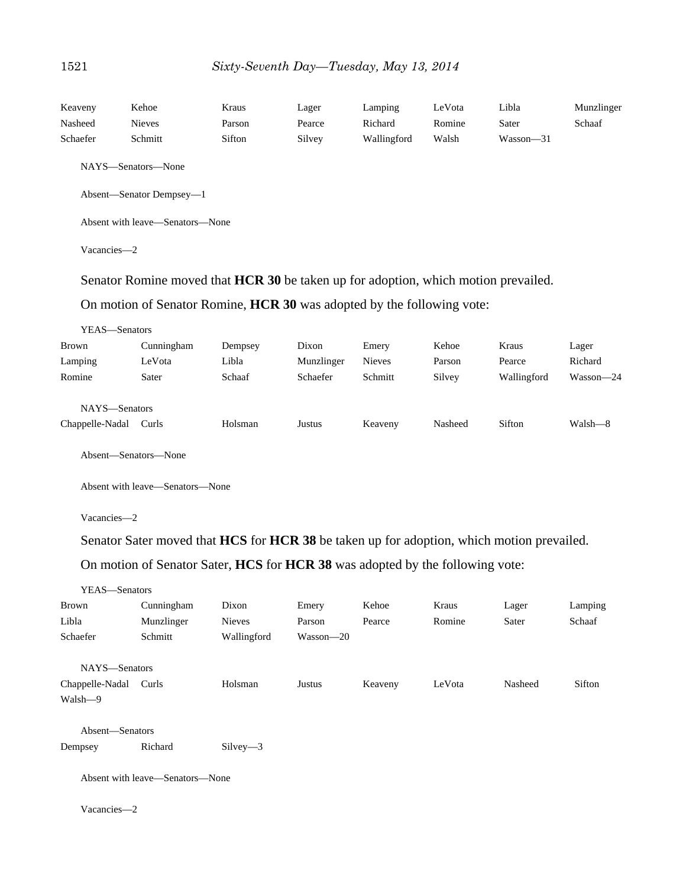| Keaveny | Kehoe | Kraus | Lager | Lamping | LeVota | Libla | Munzlinger |
|---|---|---|---|---|---|---|---|
| Nasheed | Nieves | Parson | Pearce | Richard | Romine | Sater | Schaaf |
| Schaefer | Schmitt | Sifton | Silvey | Wallingford | Walsh | Wasson—31 | |

NAYS—Senators—None

Absent—Senator Dempsey—1

Absent with leave—Senators—None

Vacancies—2

Senator Romine moved that **HCR 30** be taken up for adoption, which motion prevailed.

On motion of Senator Romine, **HCR 30** was adopted by the following vote:

YEAS—Senators

| Brown | Cunningham | Dempsey | Dixon | Emery | Kehoe | Kraus | Lager |
|---|---|---|---|---|---|---|---|
| Lamping | LeVota | Libla | Munzlinger | Nieves | Parson | Pearce | Richard |
| Romine | Sater | Schaaf | Schaefer | Schmitt | Silvey | Wallingford | Wasson—24 |

NAYS—Senators

| Chappelle-Nadal | Curls | Holsman | Justus | Keaveny | Nasheed | Sifton | Walsh—8 |
|---|---|---|---|---|---|---|---|

Absent—Senators—None

Absent with leave—Senators—None

Vacancies—2

Senator Sater moved that **HCS** for **HCR 38** be taken up for adoption, which motion prevailed.

On motion of Senator Sater, **HCS** for **HCR 38** was adopted by the following vote:

YEAS—Senators

| Brown | Cunningham | Dixon | Emery | Kehoe | Kraus | Lager | Lamping |
|---|---|---|---|---|---|---|---|
| Libla | Munzlinger | Nieves | Parson | Pearce | Romine | Sater | Schaaf |
| Schaefer | Schmitt | Wallingford | Wasson—20 | | | | |

NAYS—Senators

| Chappelle-Nadal | Curls | Holsman | Justus | Keaveny | LeVota | Nasheed | Sifton |
|---|---|---|---|---|---|---|---|
| Walsh—9 | | | | | | | |

Absent—Senators

| Dempsey | Richard | Silvey—3 |
|---|---|---|

Absent with leave—Senators—None

Vacancies—2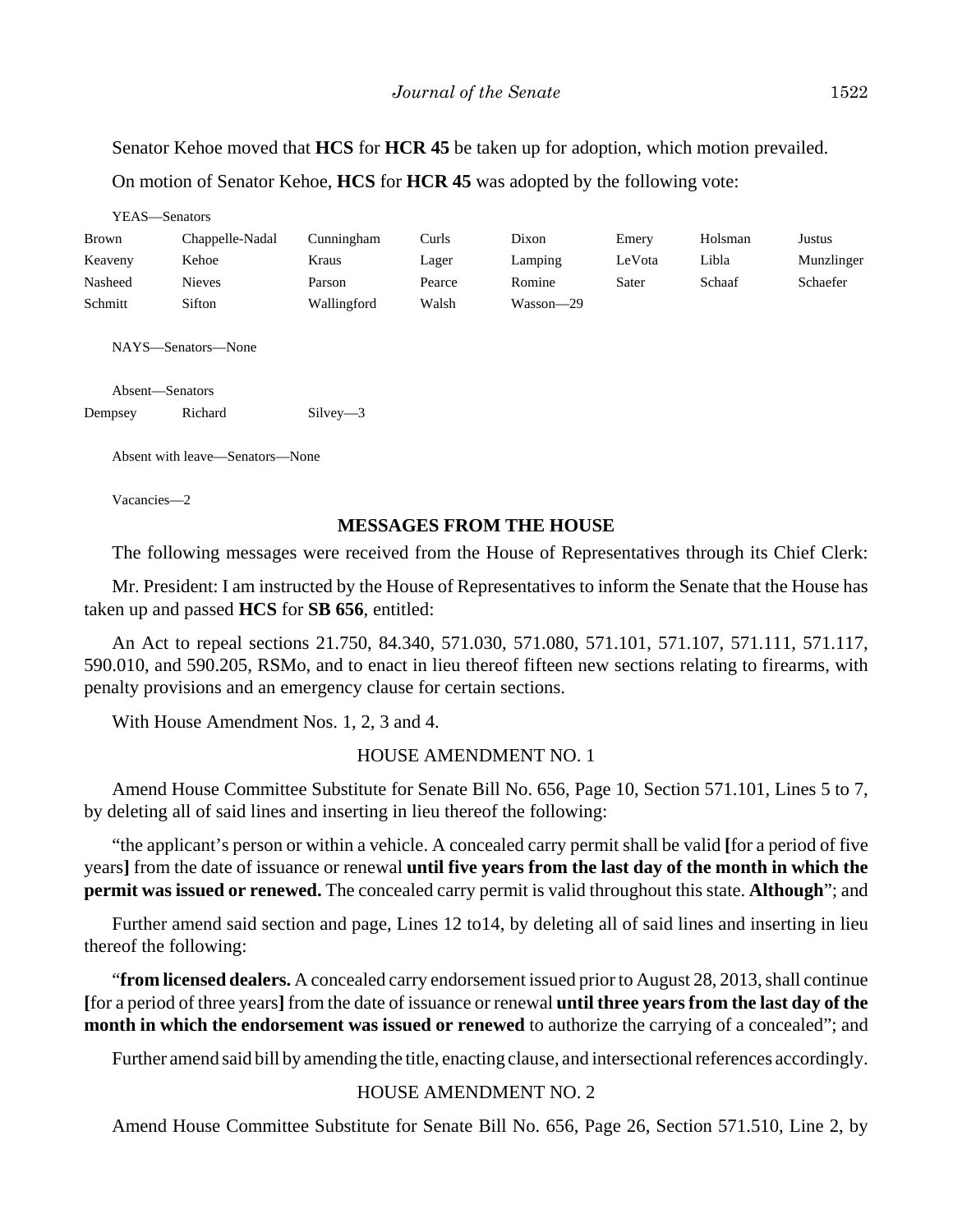Senator Kehoe moved that **HCS** for **HCR 45** be taken up for adoption, which motion prevailed.

On motion of Senator Kehoe, **HCS** for **HCR 45** was adopted by the following vote:

YEAS—Senators

| | | | | | | | |
|---|---|---|---|---|---|---|---|
| Brown | Chappelle-Nadal | Cunningham | Curls | Dixon | Emery | Holsman | Justus |
| Keaveny | Kehoe | Kraus | Lager | Lamping | LeVota | Libla | Munzlinger |
| Nasheed | Nieves | Parson | Pearce | Romine | Sater | Schaaf | Schaefer |
| Schmitt | Sifton | Wallingford | Walsh | Wasson—29 | | | |

NAYS—Senators—None

Absent—Senators

| | | |
|---|---|---|
| Dempsey | Richard | Silvey—3 |

Absent with leave—Senators—None

Vacancies—2

## MESSAGES FROM THE HOUSE

The following messages were received from the House of Representatives through its Chief Clerk:

Mr. President: I am instructed by the House of Representatives to inform the Senate that the House has taken up and passed **HCS** for **SB 656**, entitled:

An Act to repeal sections 21.750, 84.340, 571.030, 571.080, 571.101, 571.107, 571.111, 571.117, 590.010, and 590.205, RSMo, and to enact in lieu thereof fifteen new sections relating to firearms, with penalty provisions and an emergency clause for certain sections.

With House Amendment Nos. 1, 2, 3 and 4.

HOUSE AMENDMENT NO. 1

Amend House Committee Substitute for Senate Bill No. 656, Page 10, Section 571.101, Lines 5 to 7, by deleting all of said lines and inserting in lieu thereof the following:

"the applicant's person or within a vehicle. A concealed carry permit shall be valid **[**for a period of five years**]** from the date of issuance or renewal **until five years from the last day of the month in which the permit was issued or renewed.** The concealed carry permit is valid throughout this state. **Although**"; and

Further amend said section and page, Lines 12 to14, by deleting all of said lines and inserting in lieu thereof the following:

"**from licensed dealers.** A concealed carry endorsement issued prior to August 28, 2013, shall continue **[**for a period of three years**]** from the date of issuance or renewal **until three years from the last day of the month in which the endorsement was issued or renewed** to authorize the carrying of a concealed"; and

Further amend said bill by amending the title, enacting clause, and intersectional references accordingly.

HOUSE AMENDMENT NO. 2

Amend House Committee Substitute for Senate Bill No. 656, Page 26, Section 571.510, Line 2, by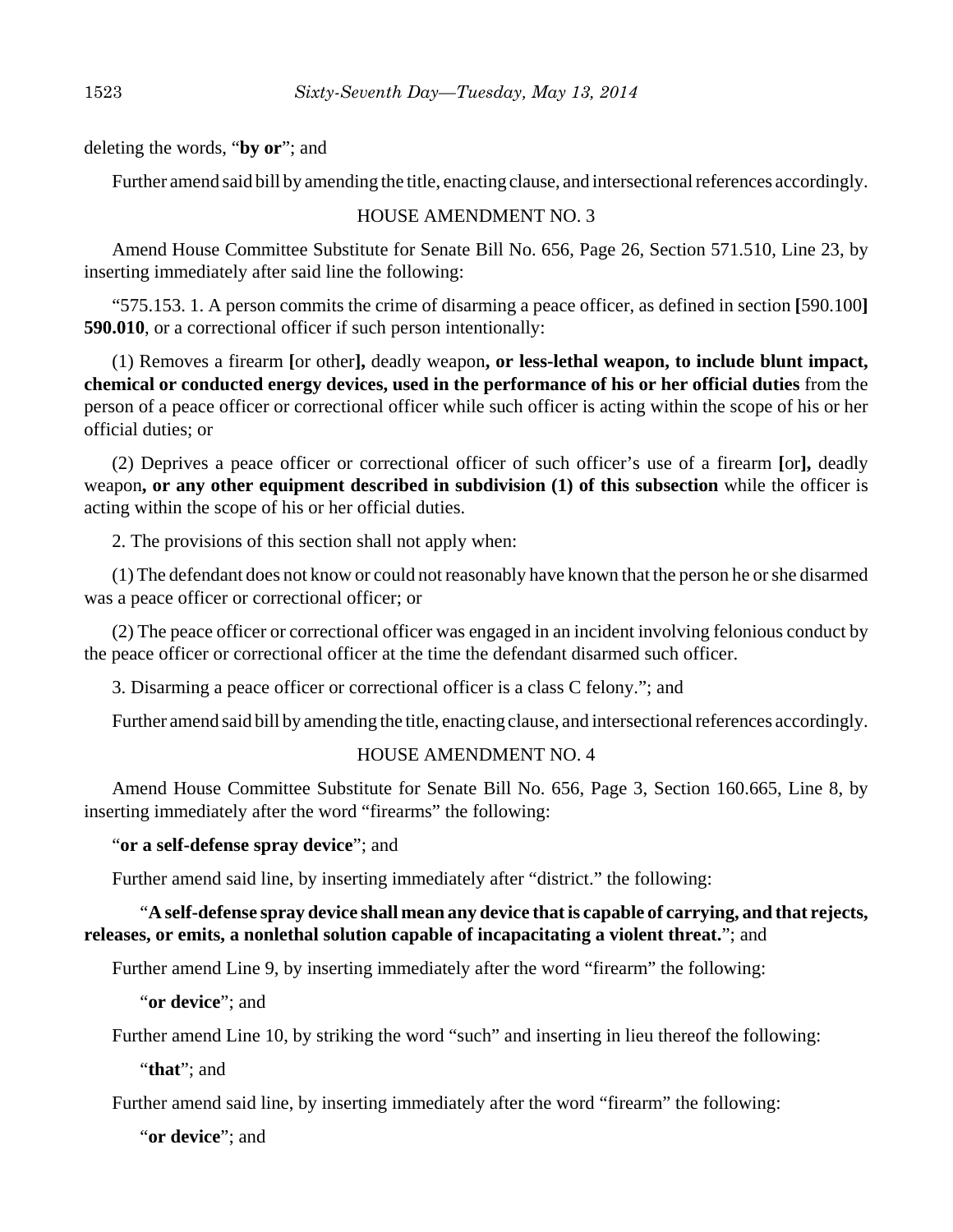deleting the words, "**by or**"; and

Further amend said bill by amending the title, enacting clause, and intersectional references accordingly.

HOUSE AMENDMENT NO. 3

Amend House Committee Substitute for Senate Bill No. 656, Page 26, Section 571.510, Line 23, by inserting immediately after said line the following:

"575.153. 1. A person commits the crime of disarming a peace officer, as defined in section **[**590.100**]** **590.010**, or a correctional officer if such person intentionally:

(1) Removes a firearm **[**or other**]**, deadly weapon**, or less-lethal weapon, to include blunt impact, chemical or conducted energy devices, used in the performance of his or her official duties** from the person of a peace officer or correctional officer while such officer is acting within the scope of his or her official duties; or

(2) Deprives a peace officer or correctional officer of such officer's use of a firearm **[**or**]**, deadly weapon**, or any other equipment described in subdivision (1) of this subsection** while the officer is acting within the scope of his or her official duties.

2. The provisions of this section shall not apply when:

(1) The defendant does not know or could not reasonably have known that the person he or she disarmed was a peace officer or correctional officer; or

(2) The peace officer or correctional officer was engaged in an incident involving felonious conduct by the peace officer or correctional officer at the time the defendant disarmed such officer.

3. Disarming a peace officer or correctional officer is a class C felony."; and

Further amend said bill by amending the title, enacting clause, and intersectional references accordingly.

HOUSE AMENDMENT NO. 4

Amend House Committee Substitute for Senate Bill No. 656, Page 3, Section 160.665, Line 8, by inserting immediately after the word "firearms" the following:

"**or a self-defense spray device**"; and

Further amend said line, by inserting immediately after "district." the following:

"**A self-defense spray device shall mean any device that is capable of carrying, and that rejects, releases, or emits, a nonlethal solution capable of incapacitating a violent threat.**"; and

Further amend Line 9, by inserting immediately after the word "firearm" the following:

"**or device**"; and

Further amend Line 10, by striking the word "such" and inserting in lieu thereof the following:

"**that**"; and

Further amend said line, by inserting immediately after the word "firearm" the following:

"**or device**"; and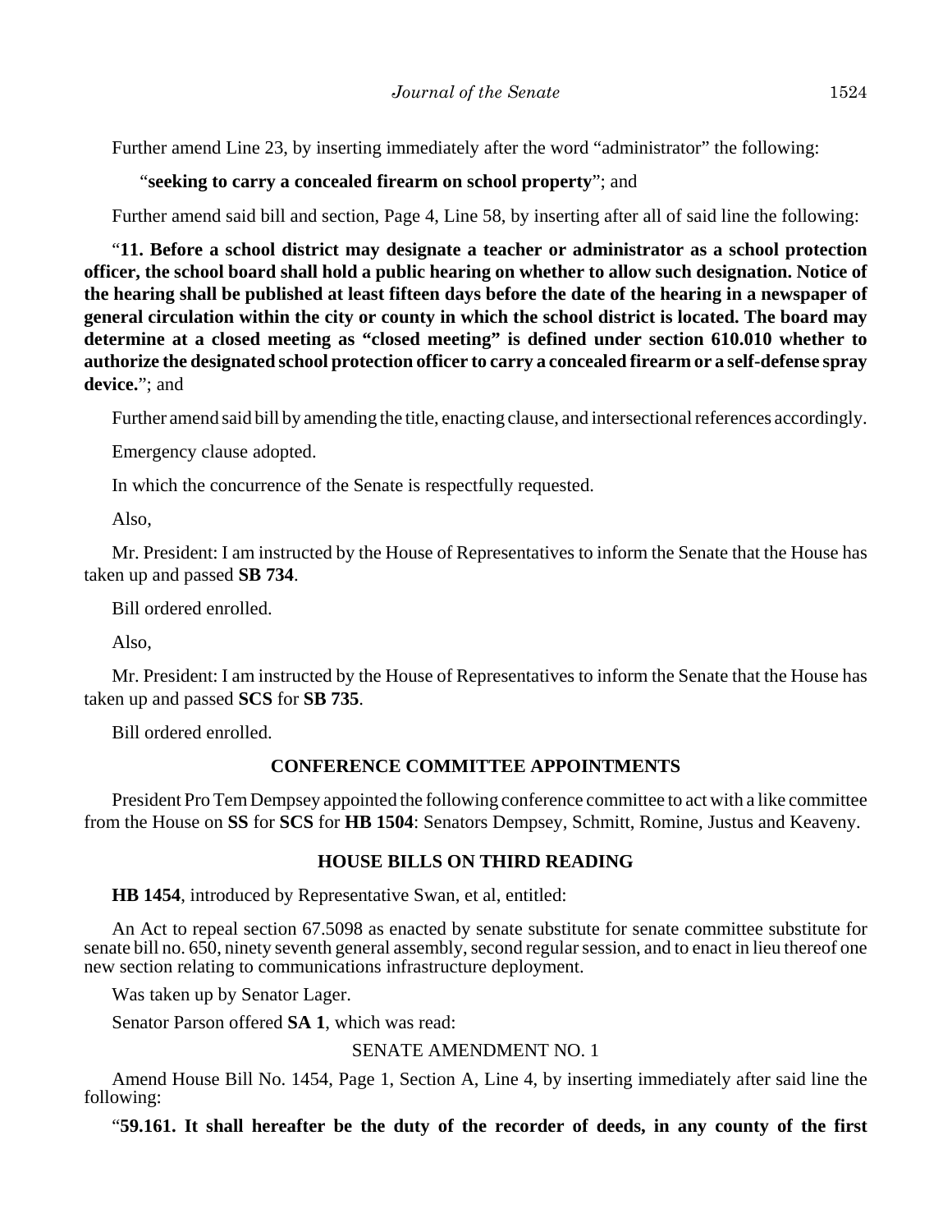Further amend Line 23, by inserting immediately after the word "administrator" the following:

"**seeking to carry a concealed firearm on school property**"; and

Further amend said bill and section, Page 4, Line 58, by inserting after all of said line the following:

"**11. Before a school district may designate a teacher or administrator as a school protection officer, the school board shall hold a public hearing on whether to allow such designation. Notice of the hearing shall be published at least fifteen days before the date of the hearing in a newspaper of general circulation within the city or county in which the school district is located. The board may determine at a closed meeting as "closed meeting" is defined under section 610.010 whether to authorize the designated school protection officer to carry a concealed firearm or a self-defense spray device.**"; and

Further amend said bill by amending the title, enacting clause, and intersectional references accordingly.

Emergency clause adopted.

In which the concurrence of the Senate is respectfully requested.

Also,

Mr. President: I am instructed by the House of Representatives to inform the Senate that the House has taken up and passed **SB 734**.

Bill ordered enrolled.

Also,

Mr. President: I am instructed by the House of Representatives to inform the Senate that the House has taken up and passed **SCS** for **SB 735**.

Bill ordered enrolled.

## CONFERENCE COMMITTEE APPOINTMENTS

President Pro Tem Dempsey appointed the following conference committee to act with a like committee from the House on **SS** for **SCS** for **HB 1504**: Senators Dempsey, Schmitt, Romine, Justus and Keaveny.

## HOUSE BILLS ON THIRD READING

**HB 1454**, introduced by Representative Swan, et al, entitled:

An Act to repeal section 67.5098 as enacted by senate substitute for senate committee substitute for senate bill no. 650, ninety seventh general assembly, second regular session, and to enact in lieu thereof one new section relating to communications infrastructure deployment.

Was taken up by Senator Lager.

Senator Parson offered **SA 1**, which was read:

SENATE AMENDMENT NO. 1

Amend House Bill No. 1454, Page 1, Section A, Line 4, by inserting immediately after said line the following:

"**59.161. It shall hereafter be the duty of the recorder of deeds, in any county of the first**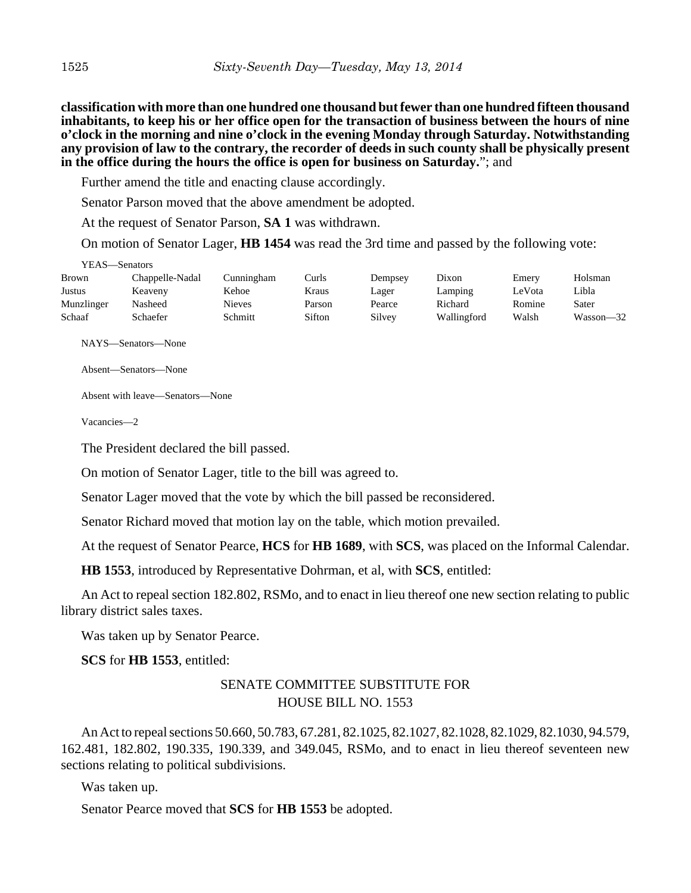**classification with more than one hundred one thousand but fewer than one hundred fifteen thousand inhabitants, to keep his or her office open for the transaction of business between the hours of nine o'clock in the morning and nine o'clock in the evening Monday through Saturday. Notwithstanding any provision of law to the contrary, the recorder of deeds in such county shall be physically present in the office during the hours the office is open for business on Saturday.**"; and

Further amend the title and enacting clause accordingly.

Senator Parson moved that the above amendment be adopted.

At the request of Senator Parson, **SA 1** was withdrawn.

On motion of Senator Lager, **HB 1454** was read the 3rd time and passed by the following vote:

YEAS—Senators

| | | | | | | | |
|---|---|---|---|---|---|---|---|
| Brown | Chappelle-Nadal | Cunningham | Curls | Dempsey | Dixon | Emery | Holsman |
| Justus | Keaveny | Kehoe | Kraus | Lager | Lamping | LeVota | Libla |
| Munzlinger | Nasheed | Nieves | Parson | Pearce | Richard | Romine | Sater |
| Schaaf | Schaefer | Schmitt | Sifton | Silvey | Wallingford | Walsh | Wasson—32 |

NAYS—Senators—None

Absent—Senators—None

Absent with leave—Senators—None

Vacancies—2

The President declared the bill passed.

On motion of Senator Lager, title to the bill was agreed to.

Senator Lager moved that the vote by which the bill passed be reconsidered.

Senator Richard moved that motion lay on the table, which motion prevailed.

At the request of Senator Pearce, **HCS** for **HB 1689**, with **SCS**, was placed on the Informal Calendar.

**HB 1553**, introduced by Representative Dohrman, et al, with **SCS**, entitled:

An Act to repeal section 182.802, RSMo, and to enact in lieu thereof one new section relating to public library district sales taxes.

Was taken up by Senator Pearce.

**SCS** for **HB 1553**, entitled:

SENATE COMMITTEE SUBSTITUTE FOR
HOUSE BILL NO. 1553

An Act to repeal sections 50.660, 50.783, 67.281, 82.1025, 82.1027, 82.1028, 82.1029, 82.1030, 94.579, 162.481, 182.802, 190.335, 190.339, and 349.045, RSMo, and to enact in lieu thereof seventeen new sections relating to political subdivisions.

Was taken up.

Senator Pearce moved that **SCS** for **HB 1553** be adopted.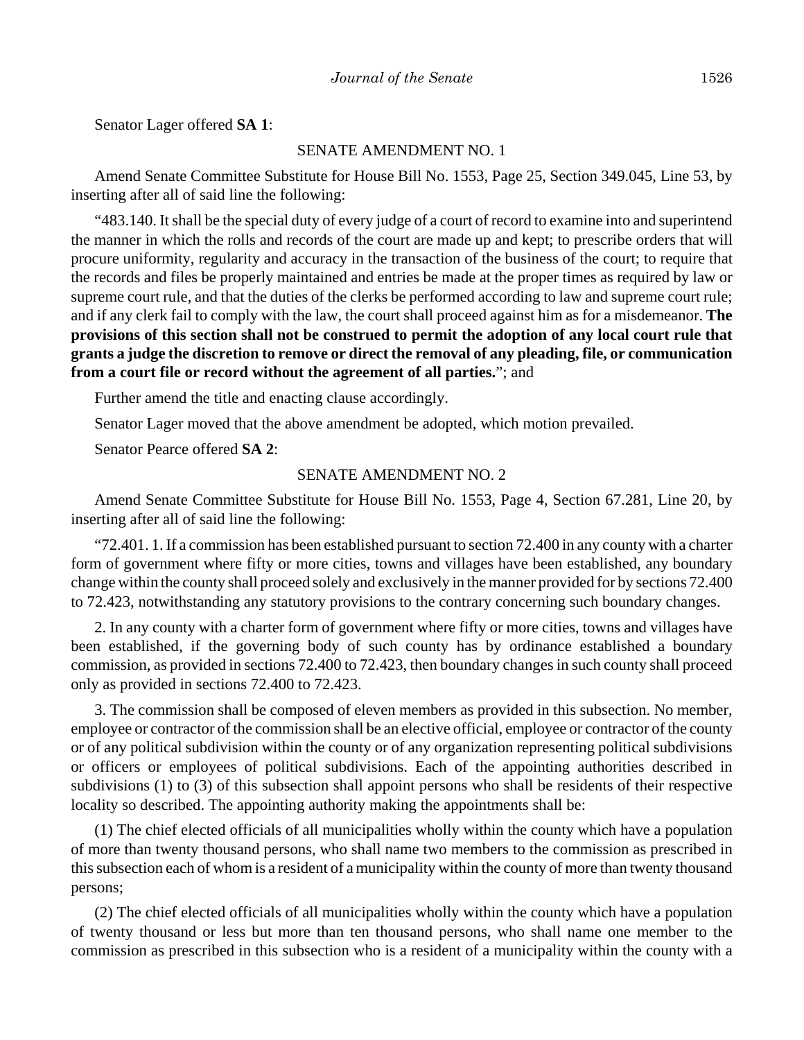Senator Lager offered **SA 1**:

SENATE AMENDMENT NO. 1

Amend Senate Committee Substitute for House Bill No. 1553, Page 25, Section 349.045, Line 53, by inserting after all of said line the following:

"483.140. It shall be the special duty of every judge of a court of record to examine into and superintend the manner in which the rolls and records of the court are made up and kept; to prescribe orders that will procure uniformity, regularity and accuracy in the transaction of the business of the court; to require that the records and files be properly maintained and entries be made at the proper times as required by law or supreme court rule, and that the duties of the clerks be performed according to law and supreme court rule; and if any clerk fail to comply with the law, the court shall proceed against him as for a misdemeanor. **The provisions of this section shall not be construed to permit the adoption of any local court rule that grants a judge the discretion to remove or direct the removal of any pleading, file, or communication from a court file or record without the agreement of all parties.**"; and

Further amend the title and enacting clause accordingly.

Senator Lager moved that the above amendment be adopted, which motion prevailed.

Senator Pearce offered **SA 2**:

SENATE AMENDMENT NO. 2

Amend Senate Committee Substitute for House Bill No. 1553, Page 4, Section 67.281, Line 20, by inserting after all of said line the following:

"72.401. 1. If a commission has been established pursuant to section 72.400 in any county with a charter form of government where fifty or more cities, towns and villages have been established, any boundary change within the county shall proceed solely and exclusively in the manner provided for by sections 72.400 to 72.423, notwithstanding any statutory provisions to the contrary concerning such boundary changes.

2. In any county with a charter form of government where fifty or more cities, towns and villages have been established, if the governing body of such county has by ordinance established a boundary commission, as provided in sections 72.400 to 72.423, then boundary changes in such county shall proceed only as provided in sections 72.400 to 72.423.

3. The commission shall be composed of eleven members as provided in this subsection. No member, employee or contractor of the commission shall be an elective official, employee or contractor of the county or of any political subdivision within the county or of any organization representing political subdivisions or officers or employees of political subdivisions. Each of the appointing authorities described in subdivisions (1) to (3) of this subsection shall appoint persons who shall be residents of their respective locality so described. The appointing authority making the appointments shall be:

(1) The chief elected officials of all municipalities wholly within the county which have a population of more than twenty thousand persons, who shall name two members to the commission as prescribed in this subsection each of whom is a resident of a municipality within the county of more than twenty thousand persons;

(2) The chief elected officials of all municipalities wholly within the county which have a population of twenty thousand or less but more than ten thousand persons, who shall name one member to the commission as prescribed in this subsection who is a resident of a municipality within the county with a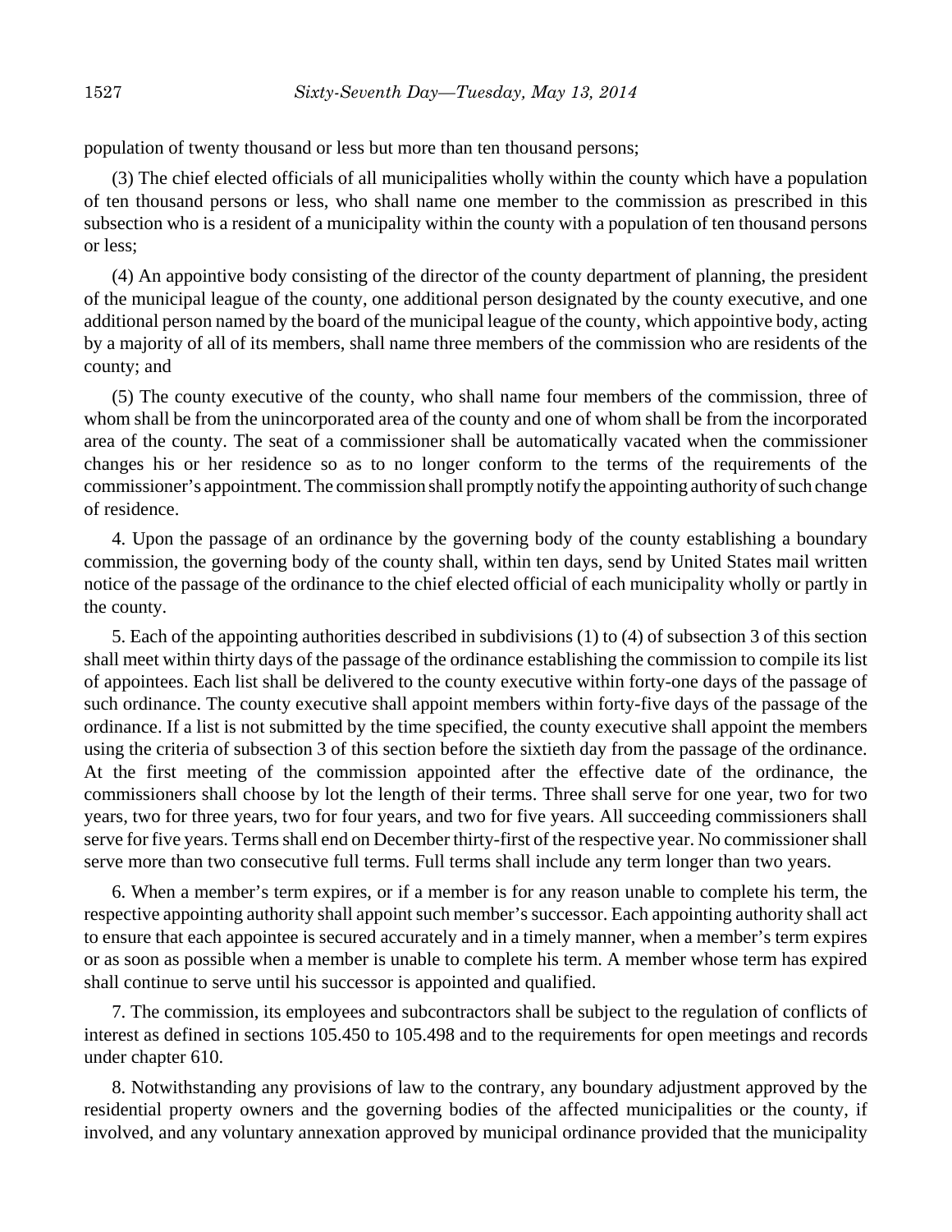population of twenty thousand or less but more than ten thousand persons;

(3) The chief elected officials of all municipalities wholly within the county which have a population of ten thousand persons or less, who shall name one member to the commission as prescribed in this subsection who is a resident of a municipality within the county with a population of ten thousand persons or less;

(4) An appointive body consisting of the director of the county department of planning, the president of the municipal league of the county, one additional person designated by the county executive, and one additional person named by the board of the municipal league of the county, which appointive body, acting by a majority of all of its members, shall name three members of the commission who are residents of the county; and

(5) The county executive of the county, who shall name four members of the commission, three of whom shall be from the unincorporated area of the county and one of whom shall be from the incorporated area of the county. The seat of a commissioner shall be automatically vacated when the commissioner changes his or her residence so as to no longer conform to the terms of the requirements of the commissioner's appointment. The commission shall promptly notify the appointing authority of such change of residence.

4. Upon the passage of an ordinance by the governing body of the county establishing a boundary commission, the governing body of the county shall, within ten days, send by United States mail written notice of the passage of the ordinance to the chief elected official of each municipality wholly or partly in the county.

5. Each of the appointing authorities described in subdivisions (1) to (4) of subsection 3 of this section shall meet within thirty days of the passage of the ordinance establishing the commission to compile its list of appointees. Each list shall be delivered to the county executive within forty-one days of the passage of such ordinance. The county executive shall appoint members within forty-five days of the passage of the ordinance. If a list is not submitted by the time specified, the county executive shall appoint the members using the criteria of subsection 3 of this section before the sixtieth day from the passage of the ordinance. At the first meeting of the commission appointed after the effective date of the ordinance, the commissioners shall choose by lot the length of their terms. Three shall serve for one year, two for two years, two for three years, two for four years, and two for five years. All succeeding commissioners shall serve for five years. Terms shall end on December thirty-first of the respective year. No commissioner shall serve more than two consecutive full terms. Full terms shall include any term longer than two years.

6. When a member's term expires, or if a member is for any reason unable to complete his term, the respective appointing authority shall appoint such member's successor. Each appointing authority shall act to ensure that each appointee is secured accurately and in a timely manner, when a member's term expires or as soon as possible when a member is unable to complete his term. A member whose term has expired shall continue to serve until his successor is appointed and qualified.

7. The commission, its employees and subcontractors shall be subject to the regulation of conflicts of interest as defined in sections 105.450 to 105.498 and to the requirements for open meetings and records under chapter 610.

8. Notwithstanding any provisions of law to the contrary, any boundary adjustment approved by the residential property owners and the governing bodies of the affected municipalities or the county, if involved, and any voluntary annexation approved by municipal ordinance provided that the municipality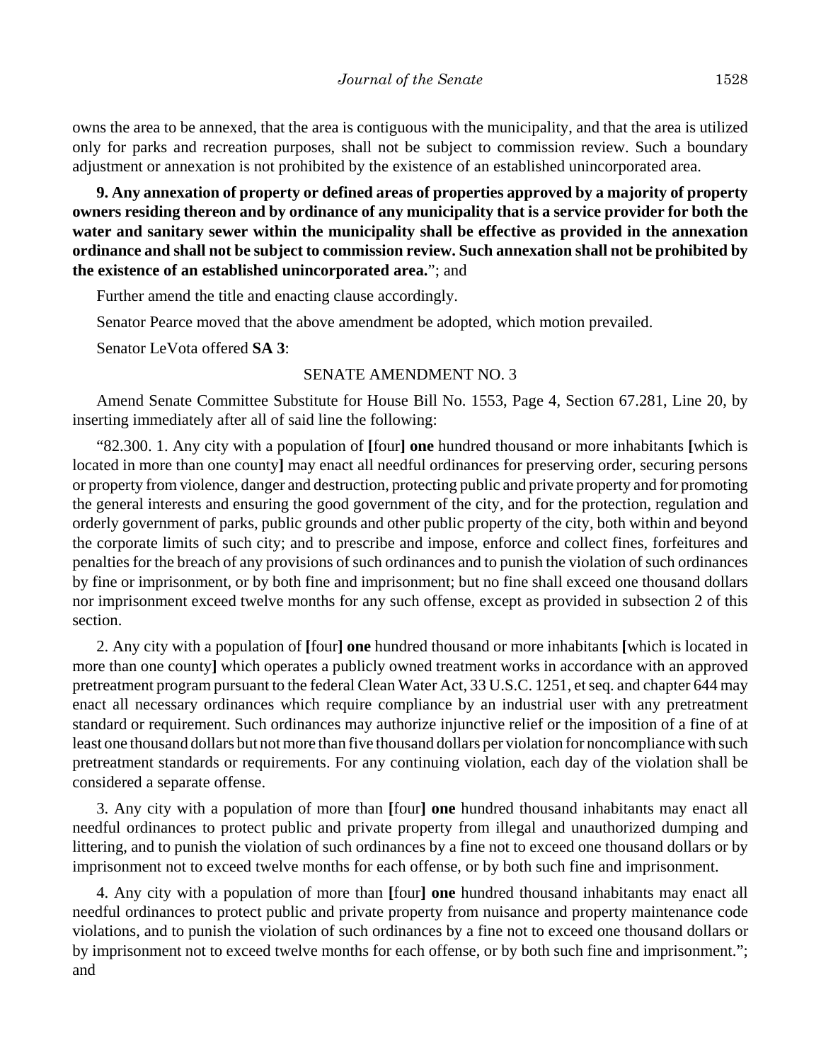owns the area to be annexed, that the area is contiguous with the municipality, and that the area is utilized only for parks and recreation purposes, shall not be subject to commission review. Such a boundary adjustment or annexation is not prohibited by the existence of an established unincorporated area.

**9. Any annexation of property or defined areas of properties approved by a majority of property owners residing thereon and by ordinance of any municipality that is a service provider for both the water and sanitary sewer within the municipality shall be effective as provided in the annexation ordinance and shall not be subject to commission review. Such annexation shall not be prohibited by the existence of an established unincorporated area.**"; and

Further amend the title and enacting clause accordingly.

Senator Pearce moved that the above amendment be adopted, which motion prevailed.

Senator LeVota offered **SA 3**:

SENATE AMENDMENT NO. 3

Amend Senate Committee Substitute for House Bill No. 1553, Page 4, Section 67.281, Line 20, by inserting immediately after all of said line the following:

"82.300. 1. Any city with a population of **[**four**] one** hundred thousand or more inhabitants **[**which is located in more than one county**]** may enact all needful ordinances for preserving order, securing persons or property from violence, danger and destruction, protecting public and private property and for promoting the general interests and ensuring the good government of the city, and for the protection, regulation and orderly government of parks, public grounds and other public property of the city, both within and beyond the corporate limits of such city; and to prescribe and impose, enforce and collect fines, forfeitures and penalties for the breach of any provisions of such ordinances and to punish the violation of such ordinances by fine or imprisonment, or by both fine and imprisonment; but no fine shall exceed one thousand dollars nor imprisonment exceed twelve months for any such offense, except as provided in subsection 2 of this section.

2. Any city with a population of **[**four**] one** hundred thousand or more inhabitants **[**which is located in more than one county**]** which operates a publicly owned treatment works in accordance with an approved pretreatment program pursuant to the federal Clean Water Act, 33 U.S.C. 1251, et seq. and chapter 644 may enact all necessary ordinances which require compliance by an industrial user with any pretreatment standard or requirement. Such ordinances may authorize injunctive relief or the imposition of a fine of at least one thousand dollars but not more than five thousand dollars per violation for noncompliance with such pretreatment standards or requirements. For any continuing violation, each day of the violation shall be considered a separate offense.

3. Any city with a population of more than **[**four**] one** hundred thousand inhabitants may enact all needful ordinances to protect public and private property from illegal and unauthorized dumping and littering, and to punish the violation of such ordinances by a fine not to exceed one thousand dollars or by imprisonment not to exceed twelve months for each offense, or by both such fine and imprisonment.

4. Any city with a population of more than **[**four**] one** hundred thousand inhabitants may enact all needful ordinances to protect public and private property from nuisance and property maintenance code violations, and to punish the violation of such ordinances by a fine not to exceed one thousand dollars or by imprisonment not to exceed twelve months for each offense, or by both such fine and imprisonment."; and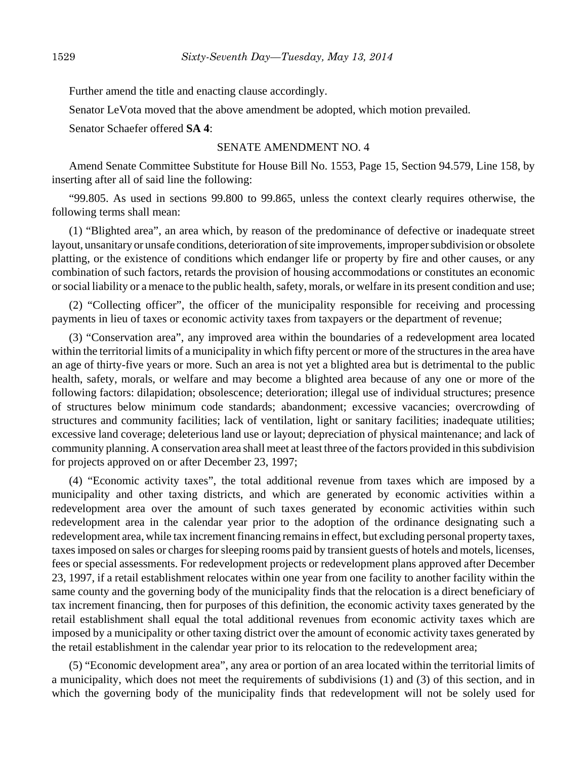Further amend the title and enacting clause accordingly.

Senator LeVota moved that the above amendment be adopted, which motion prevailed.

Senator Schaefer offered **SA 4**:

SENATE AMENDMENT NO. 4

Amend Senate Committee Substitute for House Bill No. 1553, Page 15, Section 94.579, Line 158, by inserting after all of said line the following:

"99.805. As used in sections 99.800 to 99.865, unless the context clearly requires otherwise, the following terms shall mean:

(1) "Blighted area", an area which, by reason of the predominance of defective or inadequate street layout, unsanitary or unsafe conditions, deterioration of site improvements, improper subdivision or obsolete platting, or the existence of conditions which endanger life or property by fire and other causes, or any combination of such factors, retards the provision of housing accommodations or constitutes an economic or social liability or a menace to the public health, safety, morals, or welfare in its present condition and use;

(2) "Collecting officer", the officer of the municipality responsible for receiving and processing payments in lieu of taxes or economic activity taxes from taxpayers or the department of revenue;

(3) "Conservation area", any improved area within the boundaries of a redevelopment area located within the territorial limits of a municipality in which fifty percent or more of the structures in the area have an age of thirty-five years or more. Such an area is not yet a blighted area but is detrimental to the public health, safety, morals, or welfare and may become a blighted area because of any one or more of the following factors: dilapidation; obsolescence; deterioration; illegal use of individual structures; presence of structures below minimum code standards; abandonment; excessive vacancies; overcrowding of structures and community facilities; lack of ventilation, light or sanitary facilities; inadequate utilities; excessive land coverage; deleterious land use or layout; depreciation of physical maintenance; and lack of community planning. A conservation area shall meet at least three of the factors provided in this subdivision for projects approved on or after December 23, 1997;

(4) "Economic activity taxes", the total additional revenue from taxes which are imposed by a municipality and other taxing districts, and which are generated by economic activities within a redevelopment area over the amount of such taxes generated by economic activities within such redevelopment area in the calendar year prior to the adoption of the ordinance designating such a redevelopment area, while tax increment financing remains in effect, but excluding personal property taxes, taxes imposed on sales or charges for sleeping rooms paid by transient guests of hotels and motels, licenses, fees or special assessments. For redevelopment projects or redevelopment plans approved after December 23, 1997, if a retail establishment relocates within one year from one facility to another facility within the same county and the governing body of the municipality finds that the relocation is a direct beneficiary of tax increment financing, then for purposes of this definition, the economic activity taxes generated by the retail establishment shall equal the total additional revenues from economic activity taxes which are imposed by a municipality or other taxing district over the amount of economic activity taxes generated by the retail establishment in the calendar year prior to its relocation to the redevelopment area;

(5) "Economic development area", any area or portion of an area located within the territorial limits of a municipality, which does not meet the requirements of subdivisions (1) and (3) of this section, and in which the governing body of the municipality finds that redevelopment will not be solely used for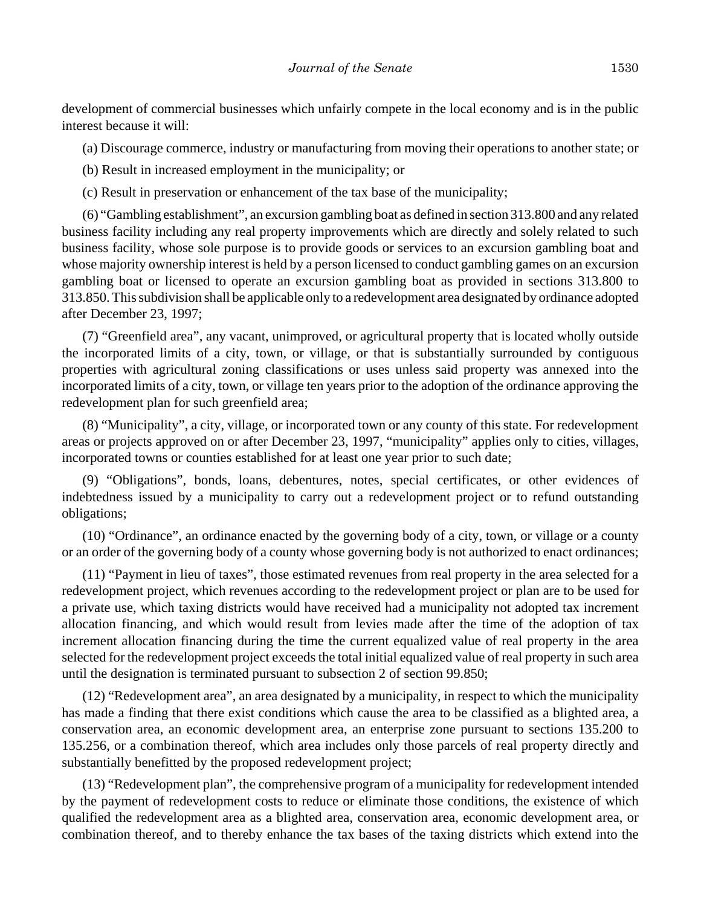development of commercial businesses which unfairly compete in the local economy and is in the public interest because it will:

(a) Discourage commerce, industry or manufacturing from moving their operations to another state; or

(b) Result in increased employment in the municipality; or

(c) Result in preservation or enhancement of the tax base of the municipality;

(6) "Gambling establishment", an excursion gambling boat as defined in section 313.800 and any related business facility including any real property improvements which are directly and solely related to such business facility, whose sole purpose is to provide goods or services to an excursion gambling boat and whose majority ownership interest is held by a person licensed to conduct gambling games on an excursion gambling boat or licensed to operate an excursion gambling boat as provided in sections 313.800 to 313.850. This subdivision shall be applicable only to a redevelopment area designated by ordinance adopted after December 23, 1997;

(7) "Greenfield area", any vacant, unimproved, or agricultural property that is located wholly outside the incorporated limits of a city, town, or village, or that is substantially surrounded by contiguous properties with agricultural zoning classifications or uses unless said property was annexed into the incorporated limits of a city, town, or village ten years prior to the adoption of the ordinance approving the redevelopment plan for such greenfield area;

(8) "Municipality", a city, village, or incorporated town or any county of this state. For redevelopment areas or projects approved on or after December 23, 1997, "municipality" applies only to cities, villages, incorporated towns or counties established for at least one year prior to such date;

(9) "Obligations", bonds, loans, debentures, notes, special certificates, or other evidences of indebtedness issued by a municipality to carry out a redevelopment project or to refund outstanding obligations;

(10) "Ordinance", an ordinance enacted by the governing body of a city, town, or village or a county or an order of the governing body of a county whose governing body is not authorized to enact ordinances;

(11) "Payment in lieu of taxes", those estimated revenues from real property in the area selected for a redevelopment project, which revenues according to the redevelopment project or plan are to be used for a private use, which taxing districts would have received had a municipality not adopted tax increment allocation financing, and which would result from levies made after the time of the adoption of tax increment allocation financing during the time the current equalized value of real property in the area selected for the redevelopment project exceeds the total initial equalized value of real property in such area until the designation is terminated pursuant to subsection 2 of section 99.850;

(12) "Redevelopment area", an area designated by a municipality, in respect to which the municipality has made a finding that there exist conditions which cause the area to be classified as a blighted area, a conservation area, an economic development area, an enterprise zone pursuant to sections 135.200 to 135.256, or a combination thereof, which area includes only those parcels of real property directly and substantially benefitted by the proposed redevelopment project;

(13) "Redevelopment plan", the comprehensive program of a municipality for redevelopment intended by the payment of redevelopment costs to reduce or eliminate those conditions, the existence of which qualified the redevelopment area as a blighted area, conservation area, economic development area, or combination thereof, and to thereby enhance the tax bases of the taxing districts which extend into the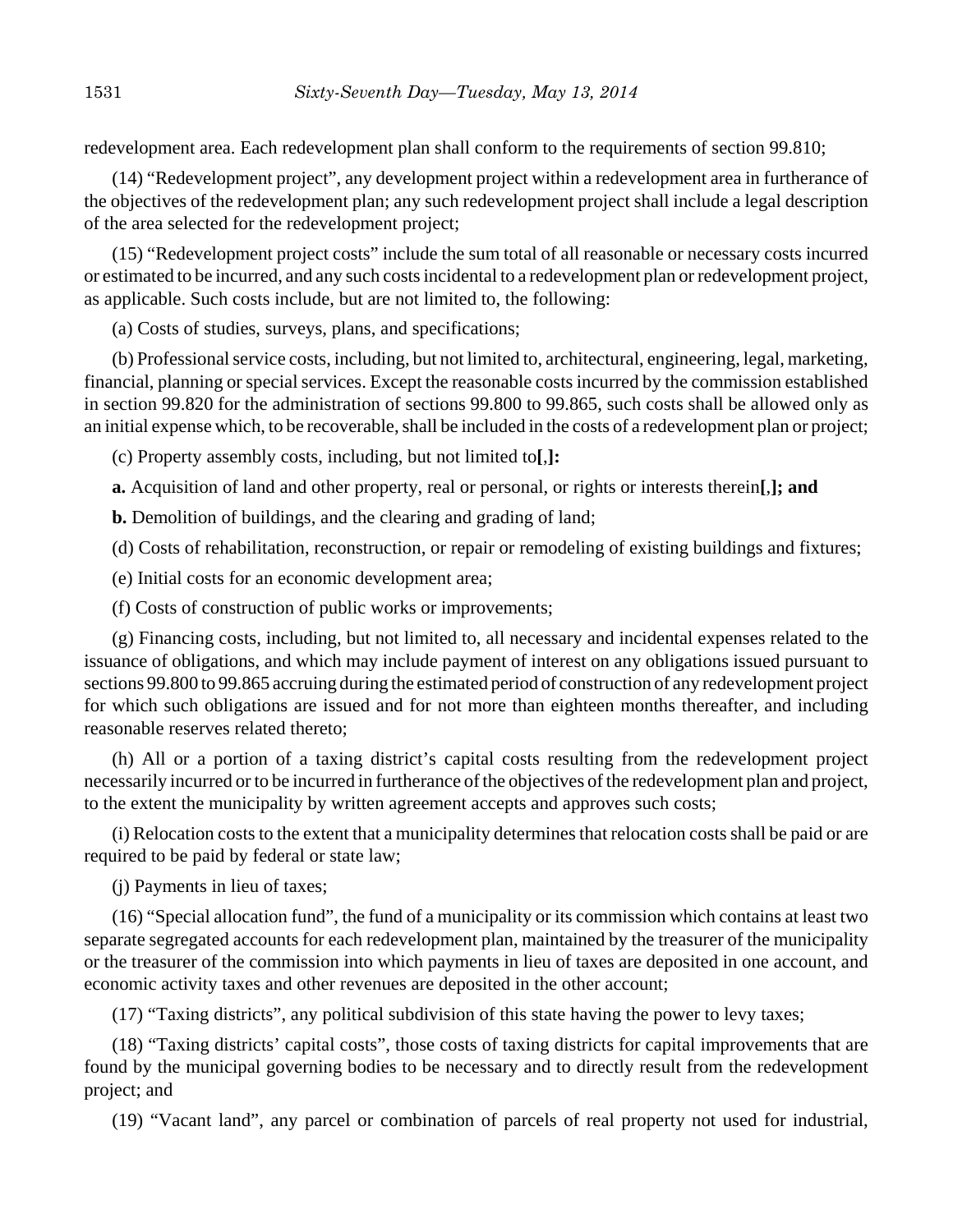redevelopment area. Each redevelopment plan shall conform to the requirements of section 99.810;

(14) "Redevelopment project", any development project within a redevelopment area in furtherance of the objectives of the redevelopment plan; any such redevelopment project shall include a legal description of the area selected for the redevelopment project;

(15) "Redevelopment project costs" include the sum total of all reasonable or necessary costs incurred or estimated to be incurred, and any such costs incidental to a redevelopment plan or redevelopment project, as applicable. Such costs include, but are not limited to, the following:

(a) Costs of studies, surveys, plans, and specifications;

(b) Professional service costs, including, but not limited to, architectural, engineering, legal, marketing, financial, planning or special services. Except the reasonable costs incurred by the commission established in section 99.820 for the administration of sections 99.800 to 99.865, such costs shall be allowed only as an initial expense which, to be recoverable, shall be included in the costs of a redevelopment plan or project;

(c) Property assembly costs, including, but not limited to**[**,**]:**

**a.** Acquisition of land and other property, real or personal, or rights or interests therein**[**,**]; and**

**b.** Demolition of buildings, and the clearing and grading of land;

(d) Costs of rehabilitation, reconstruction, or repair or remodeling of existing buildings and fixtures;

(e) Initial costs for an economic development area;

(f) Costs of construction of public works or improvements;

(g) Financing costs, including, but not limited to, all necessary and incidental expenses related to the issuance of obligations, and which may include payment of interest on any obligations issued pursuant to sections 99.800 to 99.865 accruing during the estimated period of construction of any redevelopment project for which such obligations are issued and for not more than eighteen months thereafter, and including reasonable reserves related thereto;

(h) All or a portion of a taxing district's capital costs resulting from the redevelopment project necessarily incurred or to be incurred in furtherance of the objectives of the redevelopment plan and project, to the extent the municipality by written agreement accepts and approves such costs;

(i) Relocation costs to the extent that a municipality determines that relocation costs shall be paid or are required to be paid by federal or state law;

(j) Payments in lieu of taxes;

(16) "Special allocation fund", the fund of a municipality or its commission which contains at least two separate segregated accounts for each redevelopment plan, maintained by the treasurer of the municipality or the treasurer of the commission into which payments in lieu of taxes are deposited in one account, and economic activity taxes and other revenues are deposited in the other account;

(17) "Taxing districts", any political subdivision of this state having the power to levy taxes;

(18) "Taxing districts' capital costs", those costs of taxing districts for capital improvements that are found by the municipal governing bodies to be necessary and to directly result from the redevelopment project; and

(19) "Vacant land", any parcel or combination of parcels of real property not used for industrial,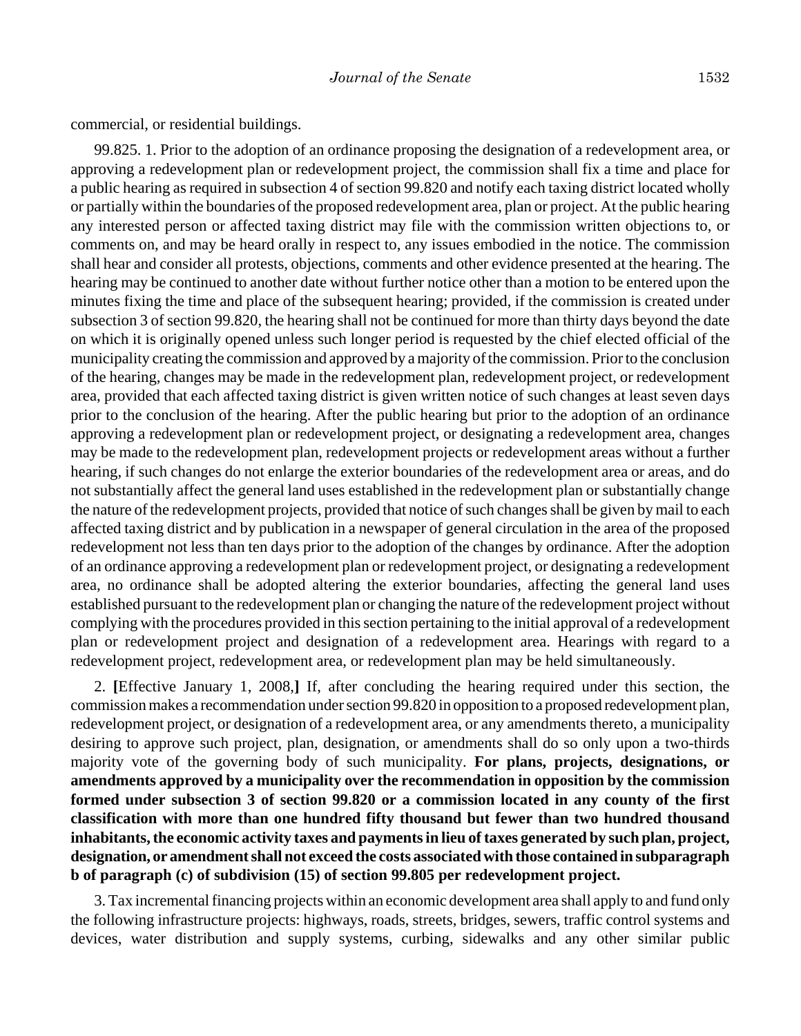commercial, or residential buildings.

99.825. 1. Prior to the adoption of an ordinance proposing the designation of a redevelopment area, or approving a redevelopment plan or redevelopment project, the commission shall fix a time and place for a public hearing as required in subsection 4 of section 99.820 and notify each taxing district located wholly or partially within the boundaries of the proposed redevelopment area, plan or project. At the public hearing any interested person or affected taxing district may file with the commission written objections to, or comments on, and may be heard orally in respect to, any issues embodied in the notice. The commission shall hear and consider all protests, objections, comments and other evidence presented at the hearing. The hearing may be continued to another date without further notice other than a motion to be entered upon the minutes fixing the time and place of the subsequent hearing; provided, if the commission is created under subsection 3 of section 99.820, the hearing shall not be continued for more than thirty days beyond the date on which it is originally opened unless such longer period is requested by the chief elected official of the municipality creating the commission and approved by a majority of the commission. Prior to the conclusion of the hearing, changes may be made in the redevelopment plan, redevelopment project, or redevelopment area, provided that each affected taxing district is given written notice of such changes at least seven days prior to the conclusion of the hearing. After the public hearing but prior to the adoption of an ordinance approving a redevelopment plan or redevelopment project, or designating a redevelopment area, changes may be made to the redevelopment plan, redevelopment projects or redevelopment areas without a further hearing, if such changes do not enlarge the exterior boundaries of the redevelopment area or areas, and do not substantially affect the general land uses established in the redevelopment plan or substantially change the nature of the redevelopment projects, provided that notice of such changes shall be given by mail to each affected taxing district and by publication in a newspaper of general circulation in the area of the proposed redevelopment not less than ten days prior to the adoption of the changes by ordinance. After the adoption of an ordinance approving a redevelopment plan or redevelopment project, or designating a redevelopment area, no ordinance shall be adopted altering the exterior boundaries, affecting the general land uses established pursuant to the redevelopment plan or changing the nature of the redevelopment project without complying with the procedures provided in this section pertaining to the initial approval of a redevelopment plan or redevelopment project and designation of a redevelopment area. Hearings with regard to a redevelopment project, redevelopment area, or redevelopment plan may be held simultaneously.

2. **[**Effective January 1, 2008,**]** If, after concluding the hearing required under this section, the commission makes a recommendation under section 99.820 in opposition to a proposed redevelopment plan, redevelopment project, or designation of a redevelopment area, or any amendments thereto, a municipality desiring to approve such project, plan, designation, or amendments shall do so only upon a two-thirds majority vote of the governing body of such municipality. **For plans, projects, designations, or amendments approved by a municipality over the recommendation in opposition by the commission formed under subsection 3 of section 99.820 or a commission located in any county of the first classification with more than one hundred fifty thousand but fewer than two hundred thousand inhabitants, the economic activity taxes and payments in lieu of taxes generated by such plan, project, designation, or amendment shall not exceed the costs associated with those contained in subparagraph b of paragraph (c) of subdivision (15) of section 99.805 per redevelopment project.**

3. Tax incremental financing projects within an economic development area shall apply to and fund only the following infrastructure projects: highways, roads, streets, bridges, sewers, traffic control systems and devices, water distribution and supply systems, curbing, sidewalks and any other similar public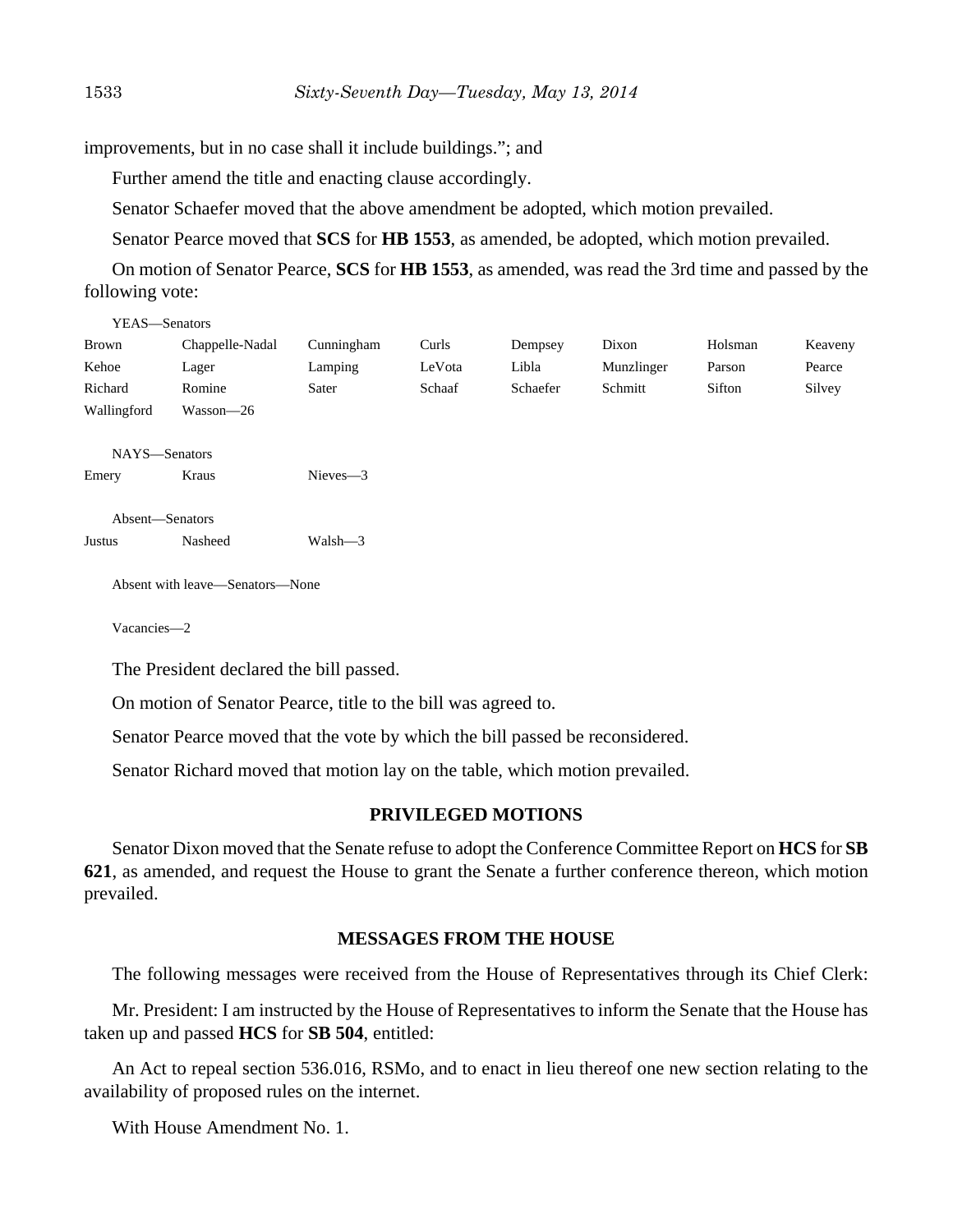improvements, but in no case shall it include buildings."; and

Further amend the title and enacting clause accordingly.

Senator Schaefer moved that the above amendment be adopted, which motion prevailed.

Senator Pearce moved that **SCS** for **HB 1553**, as amended, be adopted, which motion prevailed.

On motion of Senator Pearce, **SCS** for **HB 1553**, as amended, was read the 3rd time and passed by the following vote:

YEAS—Senators

| | | | | | | | |
|---|---|---|---|---|---|---|---|
| Brown | Chappelle-Nadal | Cunningham | Curls | Dempsey | Dixon | Holsman | Keaveny |
| Kehoe | Lager | Lamping | LeVota | Libla | Munzlinger | Parson | Pearce |
| Richard | Romine | Sater | Schaaf | Schaefer | Schmitt | Sifton | Silvey |
| Wallingford | Wasson—26 | | | | | | |

NAYS—Senators

| | | |
|---|---|---|
| Emery | Kraus | Nieves—3 |

Absent—Senators

| | | |
|---|---|---|
| Justus | Nasheed | Walsh—3 |

Absent with leave—Senators—None

Vacancies—2

The President declared the bill passed.

On motion of Senator Pearce, title to the bill was agreed to.

Senator Pearce moved that the vote by which the bill passed be reconsidered.

Senator Richard moved that motion lay on the table, which motion prevailed.

## PRIVILEGED MOTIONS

Senator Dixon moved that the Senate refuse to adopt the Conference Committee Report on **HCS** for **SB 621**, as amended, and request the House to grant the Senate a further conference thereon, which motion prevailed.

## MESSAGES FROM THE HOUSE

The following messages were received from the House of Representatives through its Chief Clerk:

Mr. President: I am instructed by the House of Representatives to inform the Senate that the House has taken up and passed **HCS** for **SB 504**, entitled:

An Act to repeal section 536.016, RSMo, and to enact in lieu thereof one new section relating to the availability of proposed rules on the internet.

With House Amendment No. 1.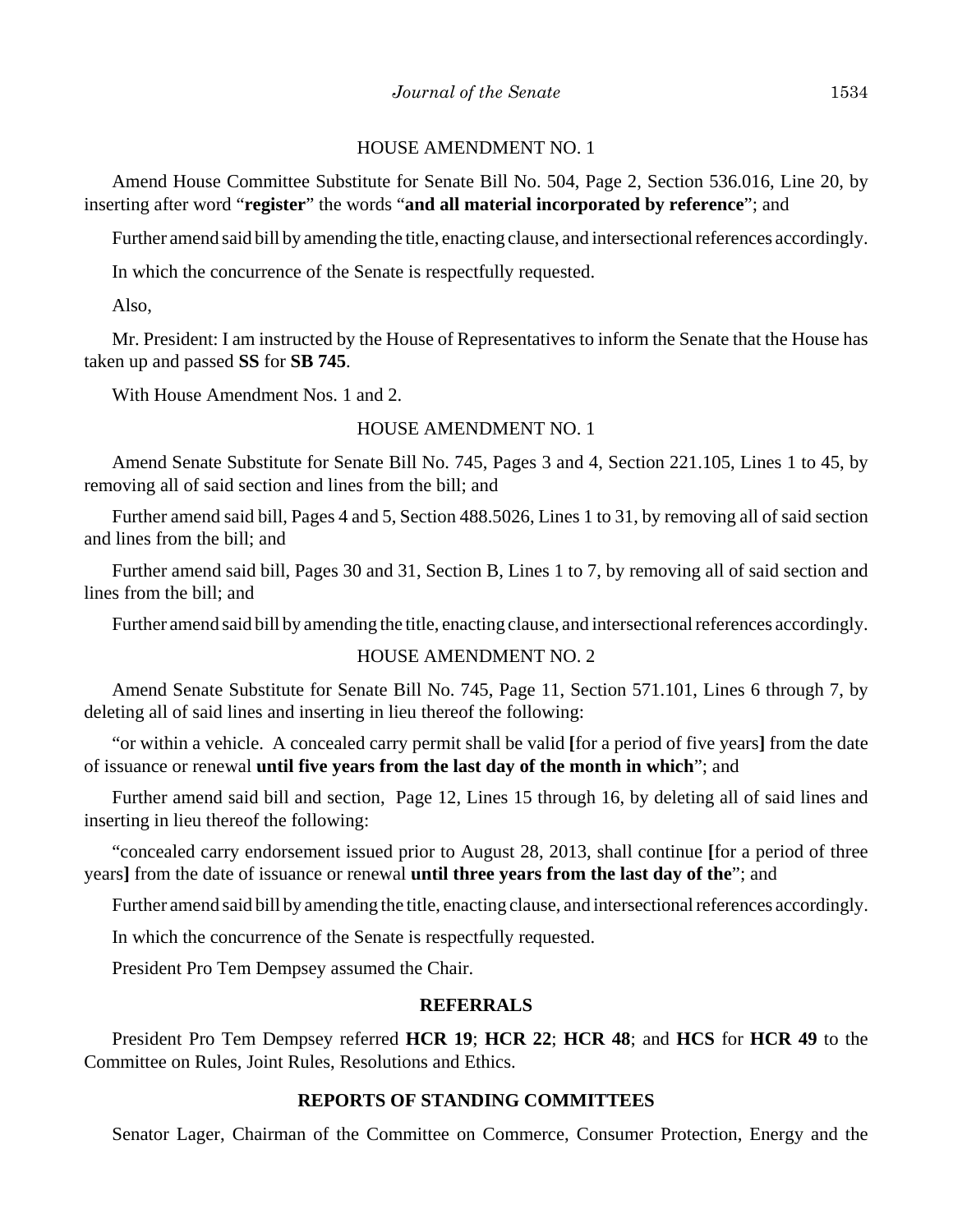HOUSE AMENDMENT NO. 1

Amend House Committee Substitute for Senate Bill No. 504, Page 2, Section 536.016, Line 20, by inserting after word "**register**" the words "**and all material incorporated by reference**"; and

Further amend said bill by amending the title, enacting clause, and intersectional references accordingly.

In which the concurrence of the Senate is respectfully requested.

Also,

Mr. President: I am instructed by the House of Representatives to inform the Senate that the House has taken up and passed **SS** for **SB 745**.

With House Amendment Nos. 1 and 2.

HOUSE AMENDMENT NO. 1

Amend Senate Substitute for Senate Bill No. 745, Pages 3 and 4, Section 221.105, Lines 1 to 45, by removing all of said section and lines from the bill; and

Further amend said bill, Pages 4 and 5, Section 488.5026, Lines 1 to 31, by removing all of said section and lines from the bill; and

Further amend said bill, Pages 30 and 31, Section B, Lines 1 to 7, by removing all of said section and lines from the bill; and

Further amend said bill by amending the title, enacting clause, and intersectional references accordingly.

HOUSE AMENDMENT NO. 2

Amend Senate Substitute for Senate Bill No. 745, Page 11, Section 571.101, Lines 6 through 7, by deleting all of said lines and inserting in lieu thereof the following:

"or within a vehicle. A concealed carry permit shall be valid **[**for a period of five years**]** from the date of issuance or renewal **until five years from the last day of the month in which**"; and

Further amend said bill and section, Page 12, Lines 15 through 16, by deleting all of said lines and inserting in lieu thereof the following:

"concealed carry endorsement issued prior to August 28, 2013, shall continue **[**for a period of three years**]** from the date of issuance or renewal **until three years from the last day of the**"; and

Further amend said bill by amending the title, enacting clause, and intersectional references accordingly.

In which the concurrence of the Senate is respectfully requested.

President Pro Tem Dempsey assumed the Chair.

**REFERRALS**

President Pro Tem Dempsey referred **HCR 19**; **HCR 22**; **HCR 48**; and **HCS** for **HCR 49** to the Committee on Rules, Joint Rules, Resolutions and Ethics.

**REPORTS OF STANDING COMMITTEES**

Senator Lager, Chairman of the Committee on Commerce, Consumer Protection, Energy and the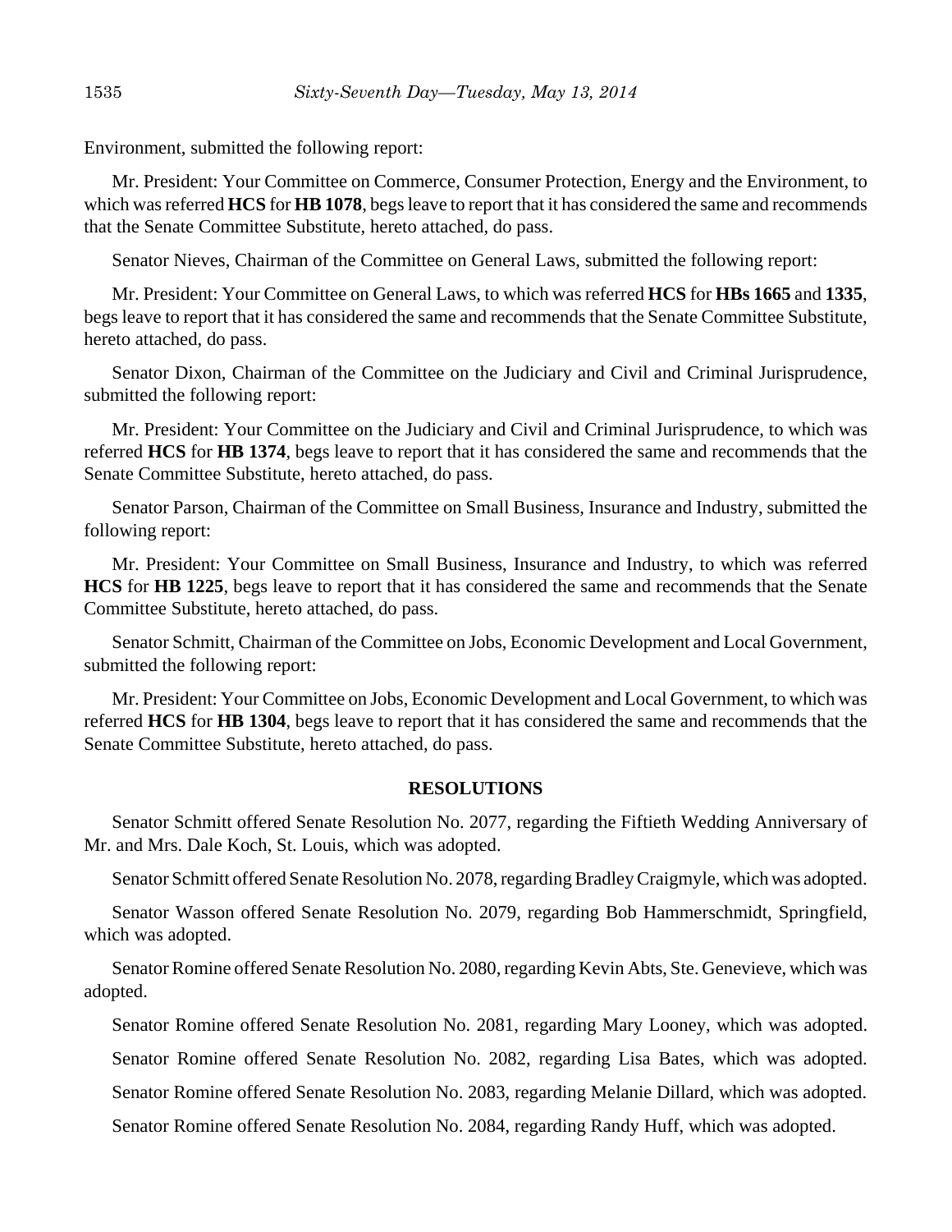Environment, submitted the following report:

Mr. President: Your Committee on Commerce, Consumer Protection, Energy and the Environment, to which was referred **HCS** for **HB 1078**, begs leave to report that it has considered the same and recommends that the Senate Committee Substitute, hereto attached, do pass.

Senator Nieves, Chairman of the Committee on General Laws, submitted the following report:

Mr. President: Your Committee on General Laws, to which was referred **HCS** for **HBs 1665** and **1335**, begs leave to report that it has considered the same and recommends that the Senate Committee Substitute, hereto attached, do pass.

Senator Dixon, Chairman of the Committee on the Judiciary and Civil and Criminal Jurisprudence, submitted the following report:

Mr. President: Your Committee on the Judiciary and Civil and Criminal Jurisprudence, to which was referred **HCS** for **HB 1374**, begs leave to report that it has considered the same and recommends that the Senate Committee Substitute, hereto attached, do pass.

Senator Parson, Chairman of the Committee on Small Business, Insurance and Industry, submitted the following report:

Mr. President: Your Committee on Small Business, Insurance and Industry, to which was referred **HCS** for **HB 1225**, begs leave to report that it has considered the same and recommends that the Senate Committee Substitute, hereto attached, do pass.

Senator Schmitt, Chairman of the Committee on Jobs, Economic Development and Local Government, submitted the following report:

Mr. President: Your Committee on Jobs, Economic Development and Local Government, to which was referred **HCS** for **HB 1304**, begs leave to report that it has considered the same and recommends that the Senate Committee Substitute, hereto attached, do pass.

## RESOLUTIONS

Senator Schmitt offered Senate Resolution No. 2077, regarding the Fiftieth Wedding Anniversary of Mr. and Mrs. Dale Koch, St. Louis, which was adopted.

Senator Schmitt offered Senate Resolution No. 2078, regarding Bradley Craigmyle, which was adopted.

Senator Wasson offered Senate Resolution No. 2079, regarding Bob Hammerschmidt, Springfield, which was adopted.

Senator Romine offered Senate Resolution No. 2080, regarding Kevin Abts, Ste. Genevieve, which was adopted.

Senator Romine offered Senate Resolution No. 2081, regarding Mary Looney, which was adopted.

Senator Romine offered Senate Resolution No. 2082, regarding Lisa Bates, which was adopted.

Senator Romine offered Senate Resolution No. 2083, regarding Melanie Dillard, which was adopted.

Senator Romine offered Senate Resolution No. 2084, regarding Randy Huff, which was adopted.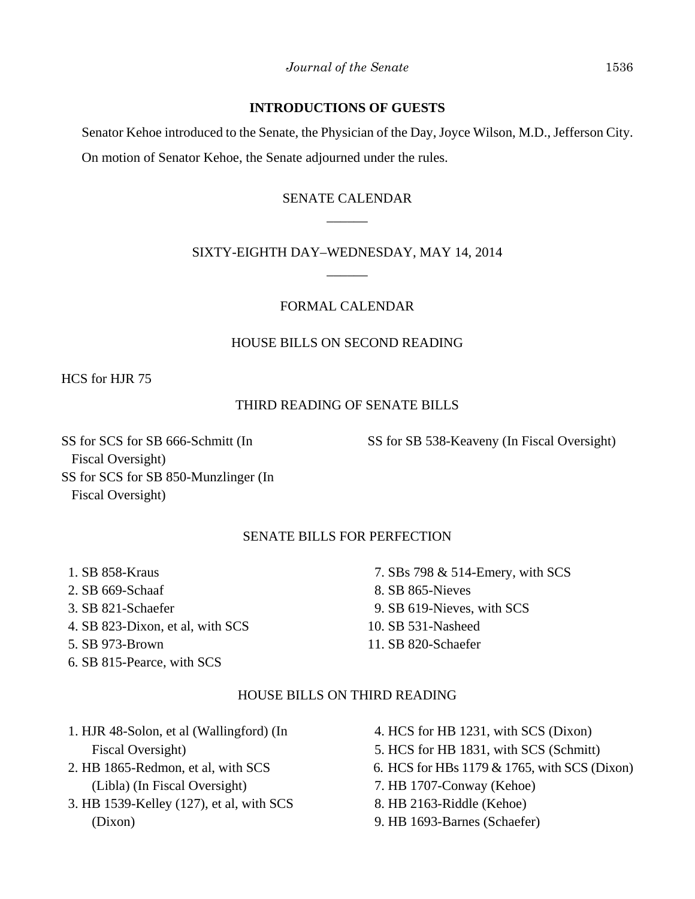## INTRODUCTIONS OF GUESTS

Senator Kehoe introduced to the Senate, the Physician of the Day, Joyce Wilson, M.D., Jefferson City.

On motion of Senator Kehoe, the Senate adjourned under the rules.

## SENATE CALENDAR

______

## SIXTY-EIGHTH DAY–WEDNESDAY, MAY 14, 2014

______

### FORMAL CALENDAR

#### HOUSE BILLS ON SECOND READING

HCS for HJR 75

#### THIRD READING OF SENATE BILLS

SS for SCS for SB 666-Schmitt (In Fiscal Oversight)

SS for SCS for SB 850-Munzlinger (In Fiscal Oversight)

SS for SB 538-Keaveny (In Fiscal Oversight)

#### SENATE BILLS FOR PERFECTION

1. SB 858-Kraus
2. SB 669-Schaaf
3. SB 821-Schaefer
4. SB 823-Dixon, et al, with SCS
5. SB 973-Brown
6. SB 815-Pearce, with SCS
7. SBs 798 & 514-Emery, with SCS
8. SB 865-Nieves
9. SB 619-Nieves, with SCS
10. SB 531-Nasheed
11. SB 820-Schaefer

#### HOUSE BILLS ON THIRD READING

1. HJR 48-Solon, et al (Wallingford) (In Fiscal Oversight)
2. HB 1865-Redmon, et al, with SCS (Libla) (In Fiscal Oversight)
3. HB 1539-Kelley (127), et al, with SCS (Dixon)
4. HCS for HB 1231, with SCS (Dixon)
5. HCS for HB 1831, with SCS (Schmitt)
6. HCS for HBs 1179 & 1765, with SCS (Dixon)
7. HB 1707-Conway (Kehoe)
8. HB 2163-Riddle (Kehoe)
9. HB 1693-Barnes (Schaefer)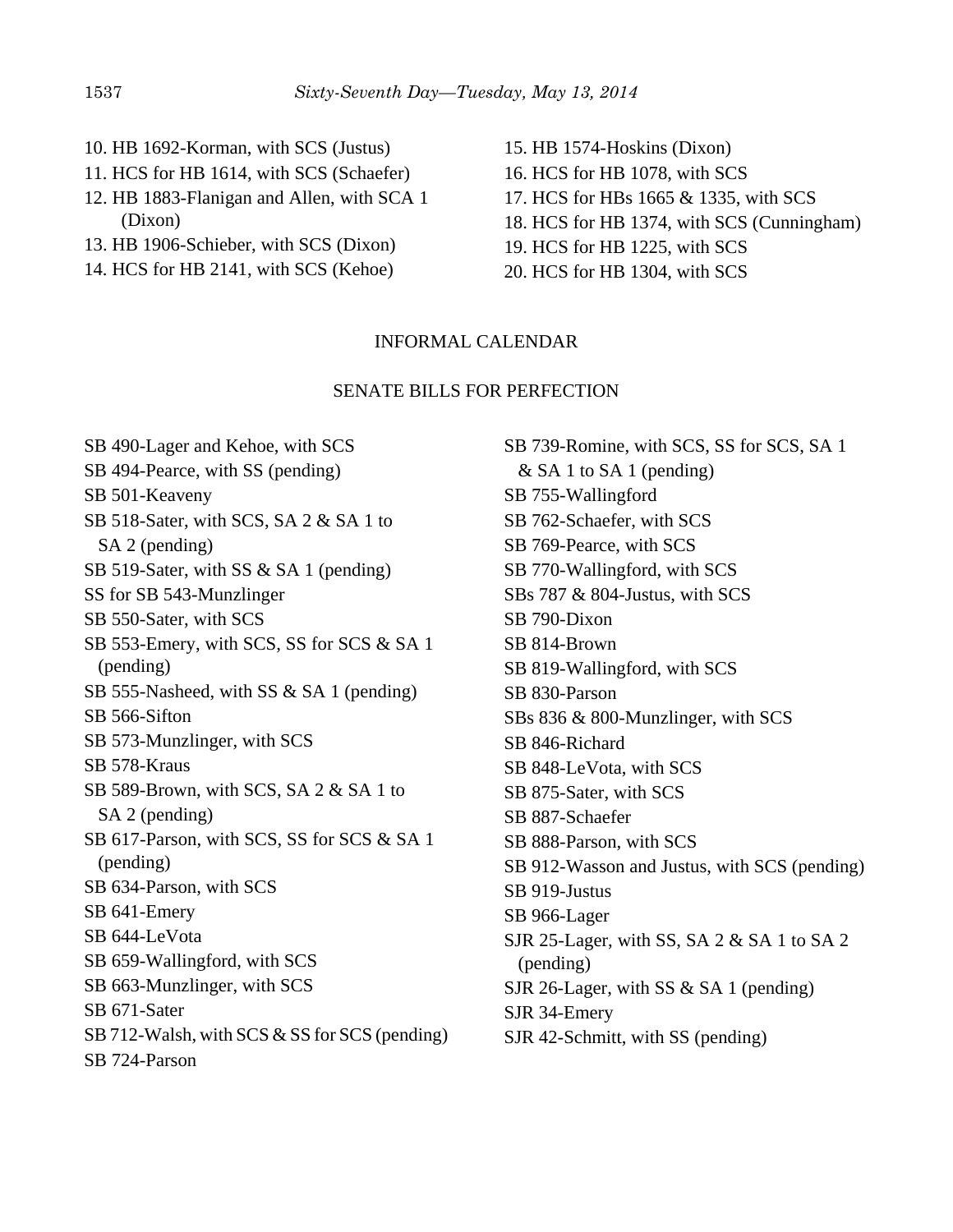10. HB 1692-Korman, with SCS (Justus)
11. HCS for HB 1614, with SCS (Schaefer)
12. HB 1883-Flanigan and Allen, with SCA 1 (Dixon)
13. HB 1906-Schieber, with SCS (Dixon)
14. HCS for HB 2141, with SCS (Kehoe)
15. HB 1574-Hoskins (Dixon)
16. HCS for HB 1078, with SCS
17. HCS for HBs 1665 & 1335, with SCS
18. HCS for HB 1374, with SCS (Cunningham)
19. HCS for HB 1225, with SCS
20. HCS for HB 1304, with SCS

## INFORMAL CALENDAR

### SENATE BILLS FOR PERFECTION

SB 490-Lager and Kehoe, with SCS
SB 494-Pearce, with SS (pending)
SB 501-Keaveny
SB 518-Sater, with SCS, SA 2 & SA 1 to SA 2 (pending)
SB 519-Sater, with SS & SA 1 (pending)
SS for SB 543-Munzlinger
SB 550-Sater, with SCS
SB 553-Emery, with SCS, SS for SCS & SA 1 (pending)
SB 555-Nasheed, with SS & SA 1 (pending)
SB 566-Sifton
SB 573-Munzlinger, with SCS
SB 578-Kraus
SB 589-Brown, with SCS, SA 2 & SA 1 to SA 2 (pending)
SB 617-Parson, with SCS, SS for SCS & SA 1 (pending)
SB 634-Parson, with SCS
SB 641-Emery
SB 644-LeVota
SB 659-Wallingford, with SCS
SB 663-Munzlinger, with SCS
SB 671-Sater
SB 712-Walsh, with SCS & SS for SCS (pending)
SB 724-Parson
SB 739-Romine, with SCS, SS for SCS, SA 1 & SA 1 to SA 1 (pending)
SB 755-Wallingford
SB 762-Schaefer, with SCS
SB 769-Pearce, with SCS
SB 770-Wallingford, with SCS
SBs 787 & 804-Justus, with SCS
SB 790-Dixon
SB 814-Brown
SB 819-Wallingford, with SCS
SB 830-Parson
SBs 836 & 800-Munzlinger, with SCS
SB 846-Richard
SB 848-LeVota, with SCS
SB 875-Sater, with SCS
SB 887-Schaefer
SB 888-Parson, with SCS
SB 912-Wasson and Justus, with SCS (pending)
SB 919-Justus
SB 966-Lager
SJR 25-Lager, with SS, SA 2 & SA 1 to SA 2 (pending)
SJR 26-Lager, with SS & SA 1 (pending)
SJR 34-Emery
SJR 42-Schmitt, with SS (pending)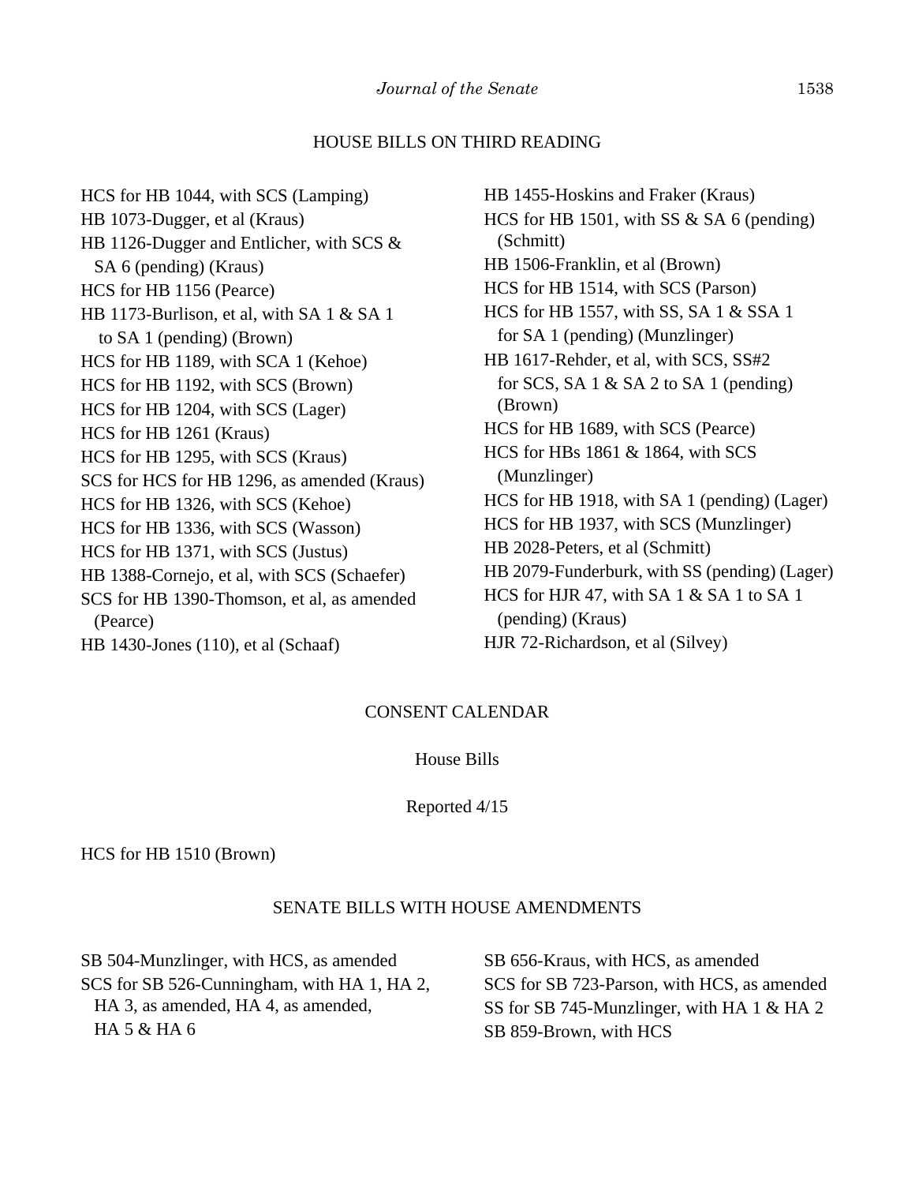## HOUSE BILLS ON THIRD READING

HCS for HB 1044, with SCS (Lamping)
HB 1073-Dugger, et al (Kraus)
HB 1126-Dugger and Entlicher, with SCS & SA 6 (pending) (Kraus)
HCS for HB 1156 (Pearce)
HB 1173-Burlison, et al, with SA 1 & SA 1 to SA 1 (pending) (Brown)
HCS for HB 1189, with SCA 1 (Kehoe)
HCS for HB 1192, with SCS (Brown)
HCS for HB 1204, with SCS (Lager)
HCS for HB 1261 (Kraus)
HCS for HB 1295, with SCS (Kraus)
SCS for HCS for HB 1296, as amended (Kraus)
HCS for HB 1326, with SCS (Kehoe)
HCS for HB 1336, with SCS (Wasson)
HCS for HB 1371, with SCS (Justus)
HB 1388-Cornejo, et al, with SCS (Schaefer)
SCS for HB 1390-Thomson, et al, as amended (Pearce)
HB 1430-Jones (110), et al (Schaaf)
HB 1455-Hoskins and Fraker (Kraus)
HCS for HB 1501, with SS & SA 6 (pending) (Schmitt)
HB 1506-Franklin, et al (Brown)
HCS for HB 1514, with SCS (Parson)
HCS for HB 1557, with SS, SA 1 & SSA 1 for SA 1 (pending) (Munzlinger)
HB 1617-Rehder, et al, with SCS, SS#2 for SCS, SA 1 & SA 2 to SA 1 (pending) (Brown)
HCS for HB 1689, with SCS (Pearce)
HCS for HBs 1861 & 1864, with SCS (Munzlinger)
HCS for HB 1918, with SA 1 (pending) (Lager)
HCS for HB 1937, with SCS (Munzlinger)
HB 2028-Peters, et al (Schmitt)
HB 2079-Funderburk, with SS (pending) (Lager)
HCS for HJR 47, with SA 1 & SA 1 to SA 1 (pending) (Kraus)
HJR 72-Richardson, et al (Silvey)

## CONSENT CALENDAR

### House Bills

Reported 4/15

HCS for HB 1510 (Brown)

## SENATE BILLS WITH HOUSE AMENDMENTS

SB 504-Munzlinger, with HCS, as amended
SCS for SB 526-Cunningham, with HA 1, HA 2, HA 3, as amended, HA 4, as amended, HA 5 & HA 6
SB 656-Kraus, with HCS, as amended
SCS for SB 723-Parson, with HCS, as amended
SS for SB 745-Munzlinger, with HA 1 & HA 2
SB 859-Brown, with HCS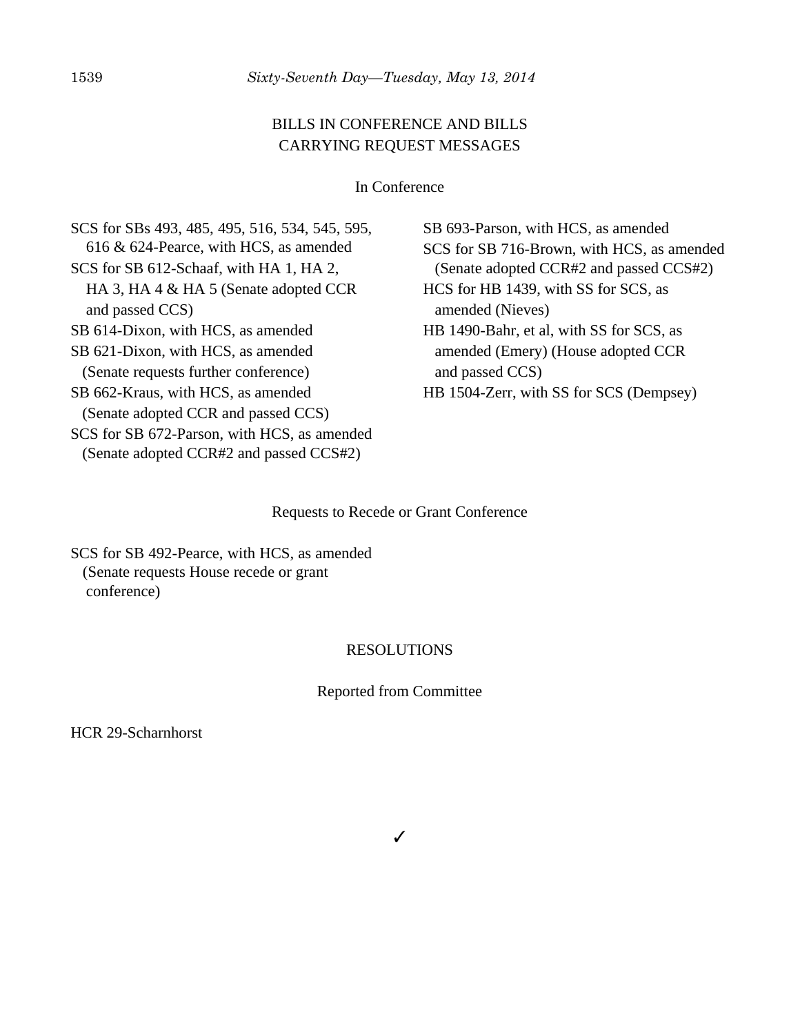## BILLS IN CONFERENCE AND BILLS CARRYING REQUEST MESSAGES

### In Conference

SCS for SBs 493, 485, 495, 516, 534, 545, 595, 616 & 624-Pearce, with HCS, as amended
SCS for SB 612-Schaaf, with HA 1, HA 2, HA 3, HA 4 & HA 5 (Senate adopted CCR and passed CCS)
SB 614-Dixon, with HCS, as amended
SB 621-Dixon, with HCS, as amended (Senate requests further conference)
SB 662-Kraus, with HCS, as amended (Senate adopted CCR and passed CCS)
SCS for SB 672-Parson, with HCS, as amended (Senate adopted CCR#2 and passed CCS#2)
SB 693-Parson, with HCS, as amended
SCS for SB 716-Brown, with HCS, as amended (Senate adopted CCR#2 and passed CCS#2)
HCS for HB 1439, with SS for SCS, as amended (Nieves)
HB 1490-Bahr, et al, with SS for SCS, as amended (Emery) (House adopted CCR and passed CCS)
HB 1504-Zerr, with SS for SCS (Dempsey)

### Requests to Recede or Grant Conference

SCS for SB 492-Pearce, with HCS, as amended (Senate requests House recede or grant conference)

## RESOLUTIONS

### Reported from Committee

HCR 29-Scharnhorst

✓